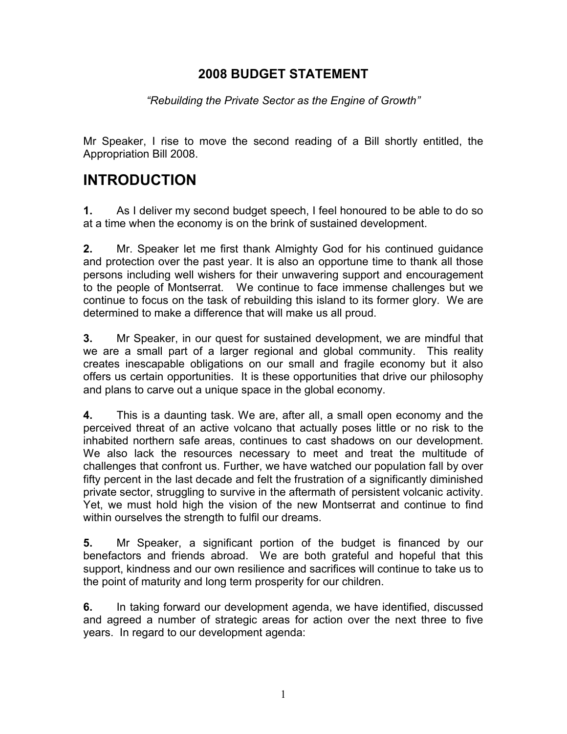# 2008 BUDGET STATEMENT

*"Rebuilding the Private Sector as the Engine of Growth"*

Mr Speaker, I rise to move the second reading of a Bill shortly entitled, the Appropriation Bill 2008.

## INTRODUCTION

**1.** As I deliver my second budget speech, I feel honoured to be able to do so at a time when the economy is on the brink of sustained development.

**2.** Mr. Speaker let me first thank Almighty God for his continued guidance and protection over the past year. It is also an opportune time to thank all those persons including well wishers for their unwavering support and encouragement to the people of Montserrat. We continue to face immense challenges but we continue to focus on the task of rebuilding this island to its former glory. We are determined to make a difference that will make us all proud.

**3.** Mr Speaker, in our quest for sustained development, we are mindful that we are a small part of a larger regional and global community. This reality creates inescapable obligations on our small and fragile economy but it also offers us certain opportunities. It is these opportunities that drive our philosophy and plans to carve out a unique space in the global economy.

**4.** This is a daunting task. We are, after all, a small open economy and the perceived threat of an active volcano that actually poses little or no risk to the inhabited northern safe areas, continues to cast shadows on our development. We also lack the resources necessary to meet and treat the multitude of challenges that confront us. Further, we have watched our population fall by over fifty percent in the last decade and felt the frustration of a significantly diminished private sector, struggling to survive in the aftermath of persistent volcanic activity. Yet, we must hold high the vision of the new Montserrat and continue to find within ourselves the strength to fulfil our dreams.

**5.** Mr Speaker, a significant portion of the budget is financed by our benefactors and friends abroad. We are both grateful and hopeful that this support, kindness and our own resilience and sacrifices will continue to take us to the point of maturity and long term prosperity for our children.

**6.** In taking forward our development agenda, we have identified, discussed and agreed a number of strategic areas for action over the next three to five years. In regard to our development agenda: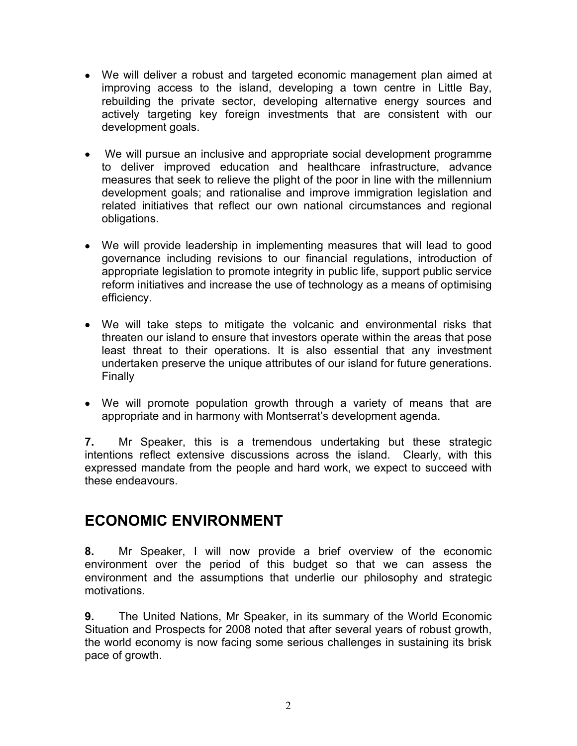- We will deliver a robust and targeted economic management plan aimed at improving access to the island, developing a town centre in Little Bay, rebuilding the private sector, developing alternative energy sources and actively targeting key foreign investments that are consistent with our development goals.

- We will pursue an inclusive and appropriate social development programme to deliver improved education and healthcare infrastructure, advance measures that seek to relieve the plight of the poor in line with the millennium development goals; and rationalise and improve immigration legislation and related initiatives that reflect our own national circumstances and regional obligations.

- We will provide leadership in implementing measures that will lead to good governance including revisions to our financial regulations, introduction of appropriate legislation to promote integrity in public life, support public service reform initiatives and increase the use of technology as a means of optimising efficiency.

- We will take steps to mitigate the volcanic and environmental risks that threaten our island to ensure that investors operate within the areas that pose least threat to their operations. It is also essential that any investment undertaken preserve the unique attributes of our island for future generations. Finally

- We will promote population growth through a variety of means that are appropriate and in harmony with Montserrat's development agenda.

**7.** Mr Speaker, this is a tremendous undertaking but these strategic intentions reflect extensive discussions across the island. Clearly, with this expressed mandate from the people and hard work, we expect to succeed with these endeavours.

## ECONOMIC ENVIRONMENT

**8.** Mr Speaker, I will now provide a brief overview of the economic environment over the period of this budget so that we can assess the environment and the assumptions that underlie our philosophy and strategic motivations.

**9.** The United Nations, Mr Speaker, in its summary of the World Economic Situation and Prospects for 2008 noted that after several years of robust growth, the world economy is now facing some serious challenges in sustaining its brisk pace of growth.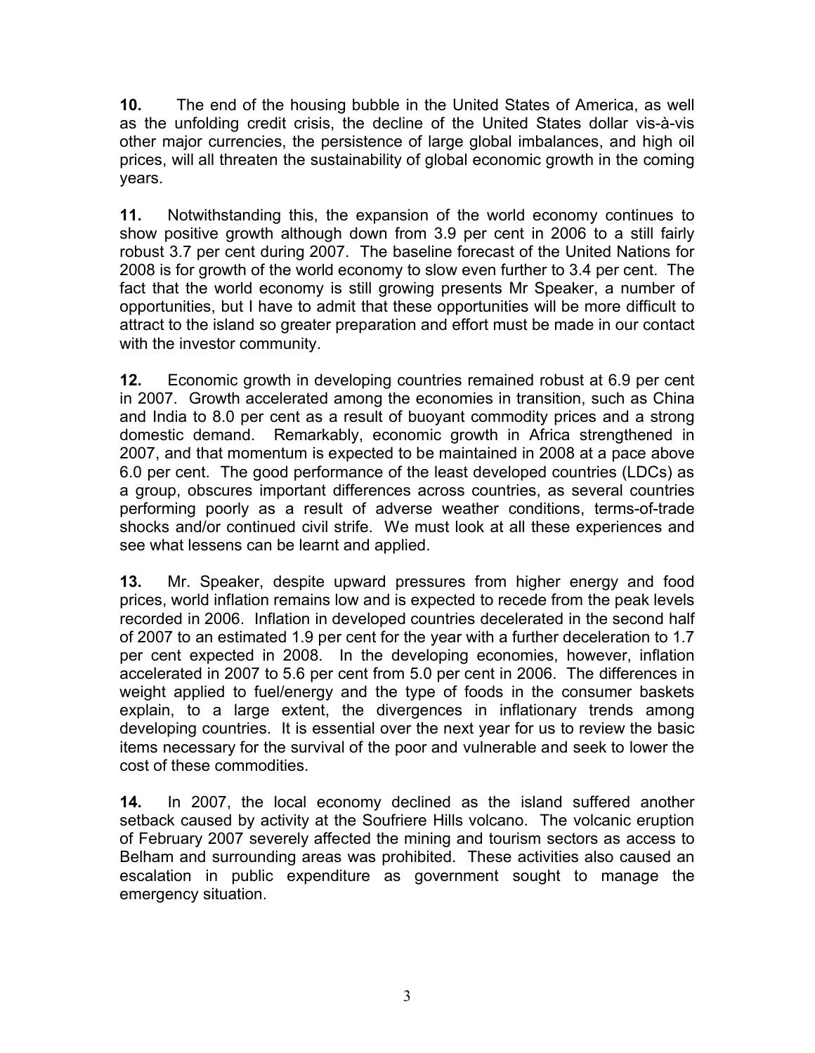**10.** The end of the housing bubble in the United States of America, as well as the unfolding credit crisis, the decline of the United States dollar vis-à-vis other major currencies, the persistence of large global imbalances, and high oil prices, will all threaten the sustainability of global economic growth in the coming years.

**11.** Notwithstanding this, the expansion of the world economy continues to show positive growth although down from 3.9 per cent in 2006 to a still fairly robust 3.7 per cent during 2007. The baseline forecast of the United Nations for 2008 is for growth of the world economy to slow even further to 3.4 per cent. The fact that the world economy is still growing presents Mr Speaker, a number of opportunities, but I have to admit that these opportunities will be more difficult to attract to the island so greater preparation and effort must be made in our contact with the investor community.

**12.** Economic growth in developing countries remained robust at 6.9 per cent in 2007. Growth accelerated among the economies in transition, such as China and India to 8.0 per cent as a result of buoyant commodity prices and a strong domestic demand. Remarkably, economic growth in Africa strengthened in 2007, and that momentum is expected to be maintained in 2008 at a pace above 6.0 per cent. The good performance of the least developed countries (LDCs) as a group, obscures important differences across countries, as several countries performing poorly as a result of adverse weather conditions, terms-of-trade shocks and/or continued civil strife. We must look at all these experiences and see what lessens can be learnt and applied.

**13.** Mr. Speaker, despite upward pressures from higher energy and food prices, world inflation remains low and is expected to recede from the peak levels recorded in 2006. Inflation in developed countries decelerated in the second half of 2007 to an estimated 1.9 per cent for the year with a further deceleration to 1.7 per cent expected in 2008. In the developing economies, however, inflation accelerated in 2007 to 5.6 per cent from 5.0 per cent in 2006. The differences in weight applied to fuel/energy and the type of foods in the consumer baskets explain, to a large extent, the divergences in inflationary trends among developing countries. It is essential over the next year for us to review the basic items necessary for the survival of the poor and vulnerable and seek to lower the cost of these commodities.

**14.** In 2007, the local economy declined as the island suffered another setback caused by activity at the Soufriere Hills volcano. The volcanic eruption of February 2007 severely affected the mining and tourism sectors as access to Belham and surrounding areas was prohibited. These activities also caused an escalation in public expenditure as government sought to manage the emergency situation.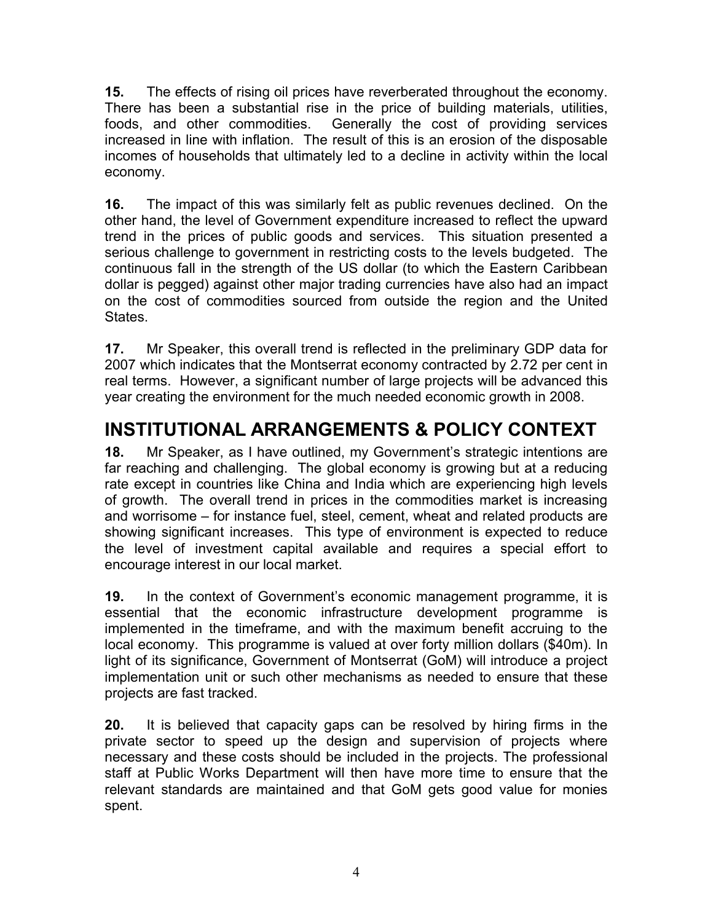**15.** The effects of rising oil prices have reverberated throughout the economy. There has been a substantial rise in the price of building materials, utilities, foods, and other commodities. Generally the cost of providing services increased in line with inflation. The result of this is an erosion of the disposable incomes of households that ultimately led to a decline in activity within the local economy.

**16.** The impact of this was similarly felt as public revenues declined. On the other hand, the level of Government expenditure increased to reflect the upward trend in the prices of public goods and services. This situation presented a serious challenge to government in restricting costs to the levels budgeted. The continuous fall in the strength of the US dollar (to which the Eastern Caribbean dollar is pegged) against other major trading currencies have also had an impact on the cost of commodities sourced from outside the region and the United States.

**17.** Mr Speaker, this overall trend is reflected in the preliminary GDP data for 2007 which indicates that the Montserrat economy contracted by 2.72 per cent in real terms. However, a significant number of large projects will be advanced this year creating the environment for the much needed economic growth in 2008.

# INSTITUTIONAL ARRANGEMENTS & POLICY CONTEXT

**18.** Mr Speaker, as I have outlined, my Government's strategic intentions are far reaching and challenging. The global economy is growing but at a reducing rate except in countries like China and India which are experiencing high levels of growth. The overall trend in prices in the commodities market is increasing and worrisome – for instance fuel, steel, cement, wheat and related products are showing significant increases. This type of environment is expected to reduce the level of investment capital available and requires a special effort to encourage interest in our local market.

**19.** In the context of Government's economic management programme, it is essential that the economic infrastructure development programme is implemented in the timeframe, and with the maximum benefit accruing to the local economy. This programme is valued at over forty million dollars ($40m). In light of its significance, Government of Montserrat (GoM) will introduce a project implementation unit or such other mechanisms as needed to ensure that these projects are fast tracked.

**20.** It is believed that capacity gaps can be resolved by hiring firms in the private sector to speed up the design and supervision of projects where necessary and these costs should be included in the projects. The professional staff at Public Works Department will then have more time to ensure that the relevant standards are maintained and that GoM gets good value for monies spent.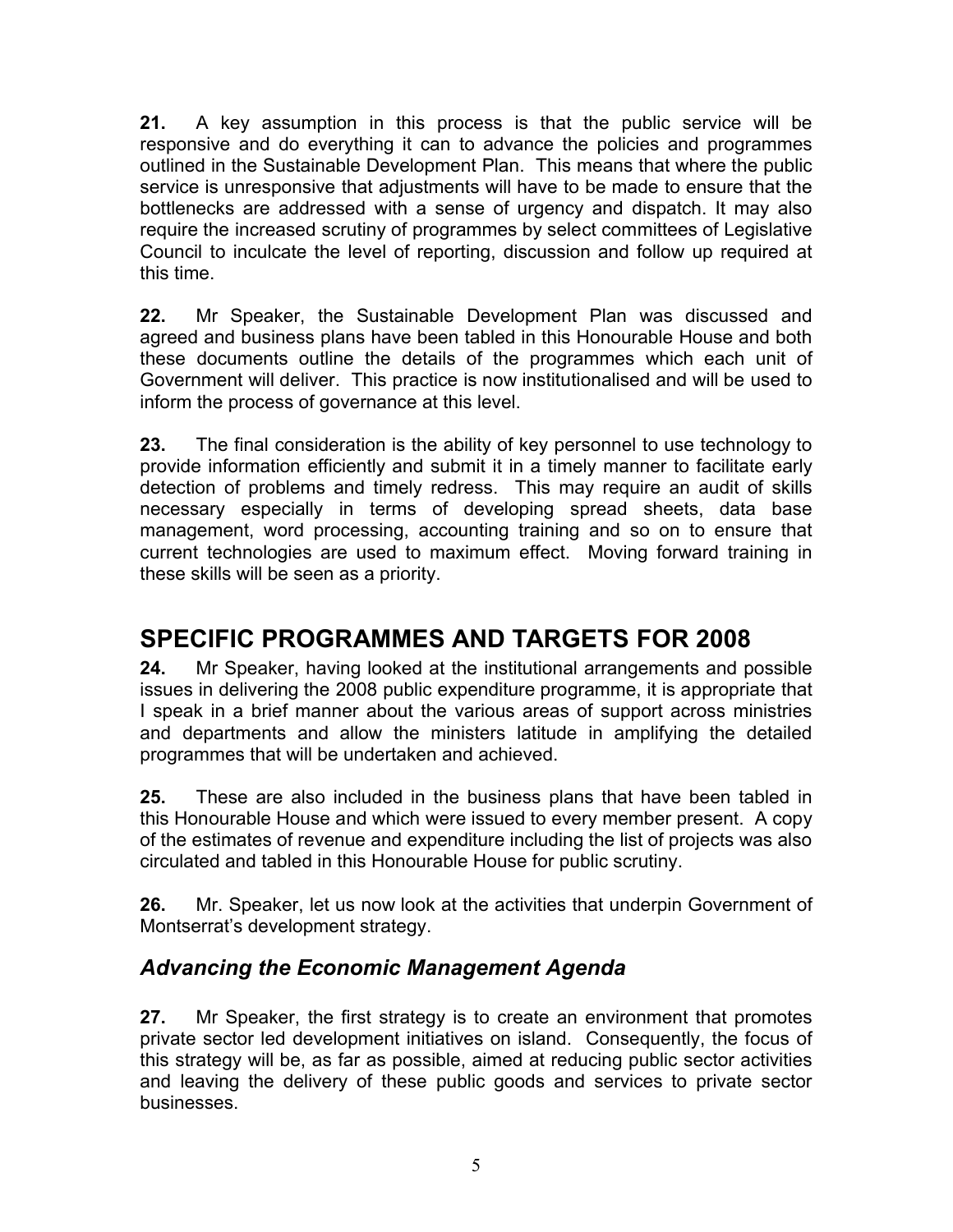**21.** A key assumption in this process is that the public service will be responsive and do everything it can to advance the policies and programmes outlined in the Sustainable Development Plan. This means that where the public service is unresponsive that adjustments will have to be made to ensure that the bottlenecks are addressed with a sense of urgency and dispatch. It may also require the increased scrutiny of programmes by select committees of Legislative Council to inculcate the level of reporting, discussion and follow up required at this time.

**22.** Mr Speaker, the Sustainable Development Plan was discussed and agreed and business plans have been tabled in this Honourable House and both these documents outline the details of the programmes which each unit of Government will deliver. This practice is now institutionalised and will be used to inform the process of governance at this level.

**23.** The final consideration is the ability of key personnel to use technology to provide information efficiently and submit it in a timely manner to facilitate early detection of problems and timely redress. This may require an audit of skills necessary especially in terms of developing spread sheets, data base management, word processing, accounting training and so on to ensure that current technologies are used to maximum effect. Moving forward training in these skills will be seen as a priority.

# SPECIFIC PROGRAMMES AND TARGETS FOR 2008

**24.** Mr Speaker, having looked at the institutional arrangements and possible issues in delivering the 2008 public expenditure programme, it is appropriate that I speak in a brief manner about the various areas of support across ministries and departments and allow the ministers latitude in amplifying the detailed programmes that will be undertaken and achieved.

**25.** These are also included in the business plans that have been tabled in this Honourable House and which were issued to every member present. A copy of the estimates of revenue and expenditure including the list of projects was also circulated and tabled in this Honourable House for public scrutiny.

**26.** Mr. Speaker, let us now look at the activities that underpin Government of Montserrat's development strategy.

## *Advancing the Economic Management Agenda*

**27.** Mr Speaker, the first strategy is to create an environment that promotes private sector led development initiatives on island. Consequently, the focus of this strategy will be, as far as possible, aimed at reducing public sector activities and leaving the delivery of these public goods and services to private sector businesses.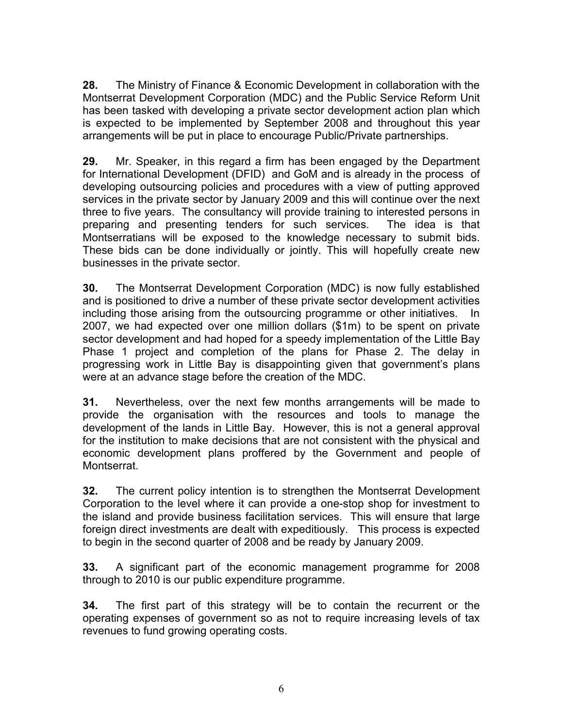**28.** The Ministry of Finance & Economic Development in collaboration with the Montserrat Development Corporation (MDC) and the Public Service Reform Unit has been tasked with developing a private sector development action plan which is expected to be implemented by September 2008 and throughout this year arrangements will be put in place to encourage Public/Private partnerships.

**29.** Mr. Speaker, in this regard a firm has been engaged by the Department for International Development (DFID) and GoM and is already in the process of developing outsourcing policies and procedures with a view of putting approved services in the private sector by January 2009 and this will continue over the next three to five years. The consultancy will provide training to interested persons in preparing and presenting tenders for such services. The idea is that Montserratians will be exposed to the knowledge necessary to submit bids. These bids can be done individually or jointly. This will hopefully create new businesses in the private sector.

**30.** The Montserrat Development Corporation (MDC) is now fully established and is positioned to drive a number of these private sector development activities including those arising from the outsourcing programme or other initiatives. In 2007, we had expected over one million dollars ($1m) to be spent on private sector development and had hoped for a speedy implementation of the Little Bay Phase 1 project and completion of the plans for Phase 2. The delay in progressing work in Little Bay is disappointing given that government's plans were at an advance stage before the creation of the MDC.

**31.** Nevertheless, over the next few months arrangements will be made to provide the organisation with the resources and tools to manage the development of the lands in Little Bay. However, this is not a general approval for the institution to make decisions that are not consistent with the physical and economic development plans proffered by the Government and people of Montserrat.

**32.** The current policy intention is to strengthen the Montserrat Development Corporation to the level where it can provide a one-stop shop for investment to the island and provide business facilitation services. This will ensure that large foreign direct investments are dealt with expeditiously. This process is expected to begin in the second quarter of 2008 and be ready by January 2009.

**33.** A significant part of the economic management programme for 2008 through to 2010 is our public expenditure programme.

**34.** The first part of this strategy will be to contain the recurrent or the operating expenses of government so as not to require increasing levels of tax revenues to fund growing operating costs.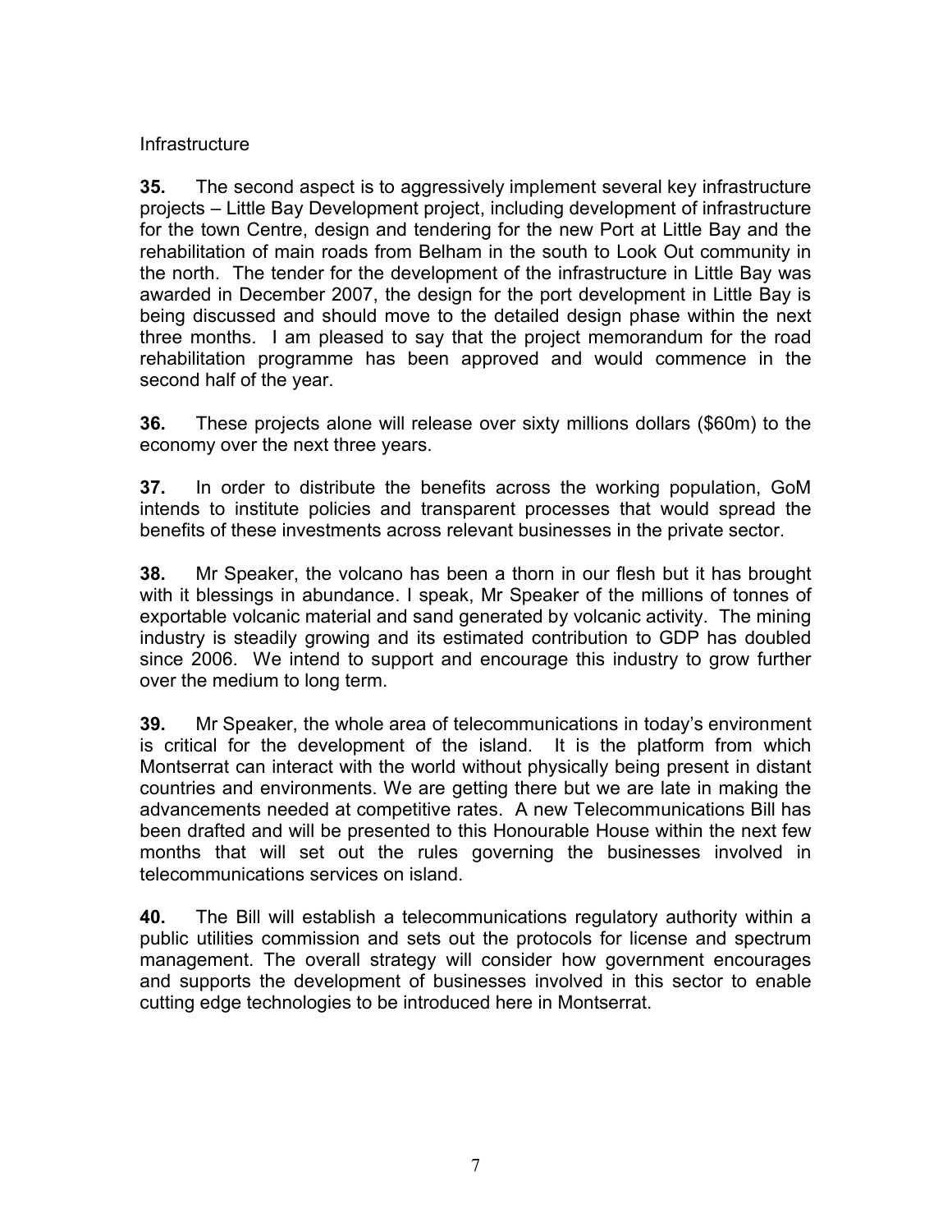## Infrastructure

**35.** The second aspect is to aggressively implement several key infrastructure projects – Little Bay Development project, including development of infrastructure for the town Centre, design and tendering for the new Port at Little Bay and the rehabilitation of main roads from Belham in the south to Look Out community in the north. The tender for the development of the infrastructure in Little Bay was awarded in December 2007, the design for the port development in Little Bay is being discussed and should move to the detailed design phase within the next three months. I am pleased to say that the project memorandum for the road rehabilitation programme has been approved and would commence in the second half of the year.

**36.** These projects alone will release over sixty millions dollars ($60m) to the economy over the next three years.

**37.** In order to distribute the benefits across the working population, GoM intends to institute policies and transparent processes that would spread the benefits of these investments across relevant businesses in the private sector.

**38.** Mr Speaker, the volcano has been a thorn in our flesh but it has brought with it blessings in abundance. I speak, Mr Speaker of the millions of tonnes of exportable volcanic material and sand generated by volcanic activity. The mining industry is steadily growing and its estimated contribution to GDP has doubled since 2006. We intend to support and encourage this industry to grow further over the medium to long term.

**39.** Mr Speaker, the whole area of telecommunications in today's environment is critical for the development of the island. It is the platform from which Montserrat can interact with the world without physically being present in distant countries and environments. We are getting there but we are late in making the advancements needed at competitive rates. A new Telecommunications Bill has been drafted and will be presented to this Honourable House within the next few months that will set out the rules governing the businesses involved in telecommunications services on island.

**40.** The Bill will establish a telecommunications regulatory authority within a public utilities commission and sets out the protocols for license and spectrum management. The overall strategy will consider how government encourages and supports the development of businesses involved in this sector to enable cutting edge technologies to be introduced here in Montserrat.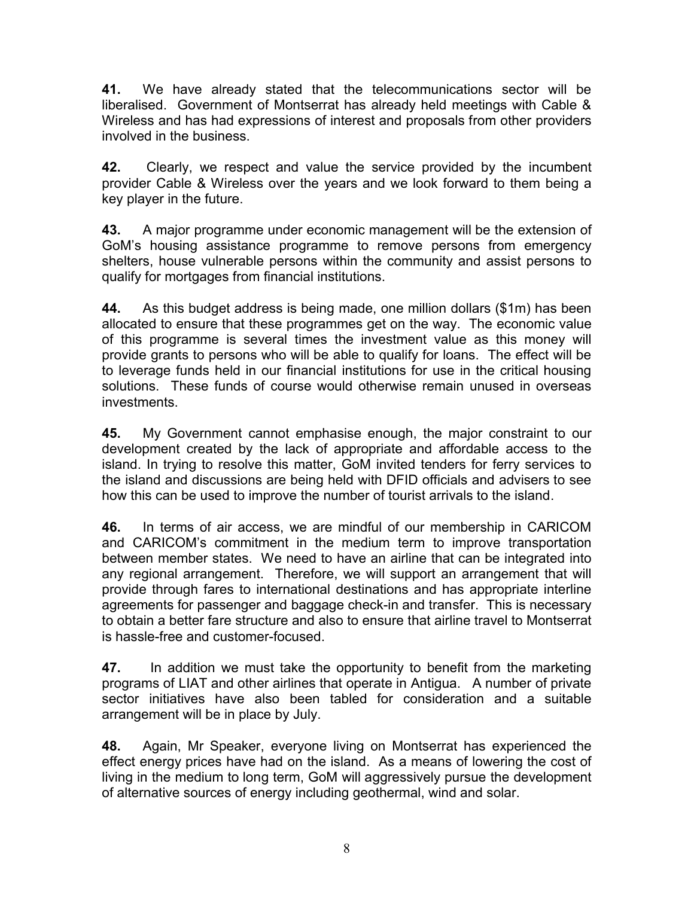**41.** We have already stated that the telecommunications sector will be liberalised. Government of Montserrat has already held meetings with Cable & Wireless and has had expressions of interest and proposals from other providers involved in the business.

**42.** Clearly, we respect and value the service provided by the incumbent provider Cable & Wireless over the years and we look forward to them being a key player in the future.

**43.** A major programme under economic management will be the extension of GoM's housing assistance programme to remove persons from emergency shelters, house vulnerable persons within the community and assist persons to qualify for mortgages from financial institutions.

**44.** As this budget address is being made, one million dollars ($1m) has been allocated to ensure that these programmes get on the way. The economic value of this programme is several times the investment value as this money will provide grants to persons who will be able to qualify for loans. The effect will be to leverage funds held in our financial institutions for use in the critical housing solutions. These funds of course would otherwise remain unused in overseas investments.

**45.** My Government cannot emphasise enough, the major constraint to our development created by the lack of appropriate and affordable access to the island. In trying to resolve this matter, GoM invited tenders for ferry services to the island and discussions are being held with DFID officials and advisers to see how this can be used to improve the number of tourist arrivals to the island.

**46.** In terms of air access, we are mindful of our membership in CARICOM and CARICOM's commitment in the medium term to improve transportation between member states. We need to have an airline that can be integrated into any regional arrangement. Therefore, we will support an arrangement that will provide through fares to international destinations and has appropriate interline agreements for passenger and baggage check-in and transfer. This is necessary to obtain a better fare structure and also to ensure that airline travel to Montserrat is hassle-free and customer-focused.

**47.** In addition we must take the opportunity to benefit from the marketing programs of LIAT and other airlines that operate in Antigua. A number of private sector initiatives have also been tabled for consideration and a suitable arrangement will be in place by July.

**48.** Again, Mr Speaker, everyone living on Montserrat has experienced the effect energy prices have had on the island. As a means of lowering the cost of living in the medium to long term, GoM will aggressively pursue the development of alternative sources of energy including geothermal, wind and solar.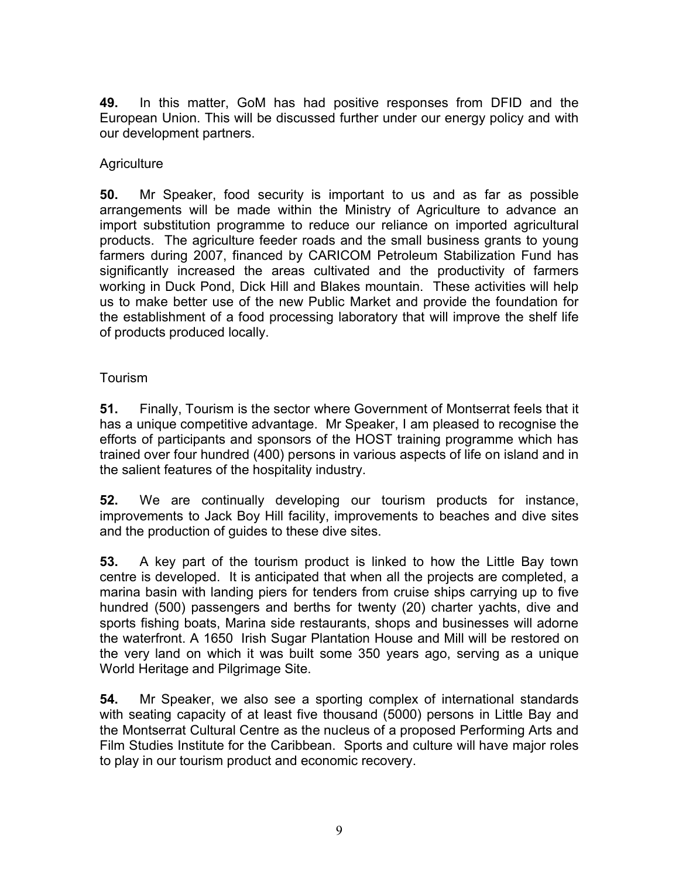**49.** In this matter, GoM has had positive responses from DFID and the European Union. This will be discussed further under our energy policy and with our development partners.

Agriculture

**50.** Mr Speaker, food security is important to us and as far as possible arrangements will be made within the Ministry of Agriculture to advance an import substitution programme to reduce our reliance on imported agricultural products. The agriculture feeder roads and the small business grants to young farmers during 2007, financed by CARICOM Petroleum Stabilization Fund has significantly increased the areas cultivated and the productivity of farmers working in Duck Pond, Dick Hill and Blakes mountain. These activities will help us to make better use of the new Public Market and provide the foundation for the establishment of a food processing laboratory that will improve the shelf life of products produced locally.

Tourism

**51.** Finally, Tourism is the sector where Government of Montserrat feels that it has a unique competitive advantage. Mr Speaker, I am pleased to recognise the efforts of participants and sponsors of the HOST training programme which has trained over four hundred (400) persons in various aspects of life on island and in the salient features of the hospitality industry.

**52.** We are continually developing our tourism products for instance, improvements to Jack Boy Hill facility, improvements to beaches and dive sites and the production of guides to these dive sites.

**53.** A key part of the tourism product is linked to how the Little Bay town centre is developed. It is anticipated that when all the projects are completed, a marina basin with landing piers for tenders from cruise ships carrying up to five hundred (500) passengers and berths for twenty (20) charter yachts, dive and sports fishing boats, Marina side restaurants, shops and businesses will adorne the waterfront. A 1650 Irish Sugar Plantation House and Mill will be restored on the very land on which it was built some 350 years ago, serving as a unique World Heritage and Pilgrimage Site.

**54.** Mr Speaker, we also see a sporting complex of international standards with seating capacity of at least five thousand (5000) persons in Little Bay and the Montserrat Cultural Centre as the nucleus of a proposed Performing Arts and Film Studies Institute for the Caribbean. Sports and culture will have major roles to play in our tourism product and economic recovery.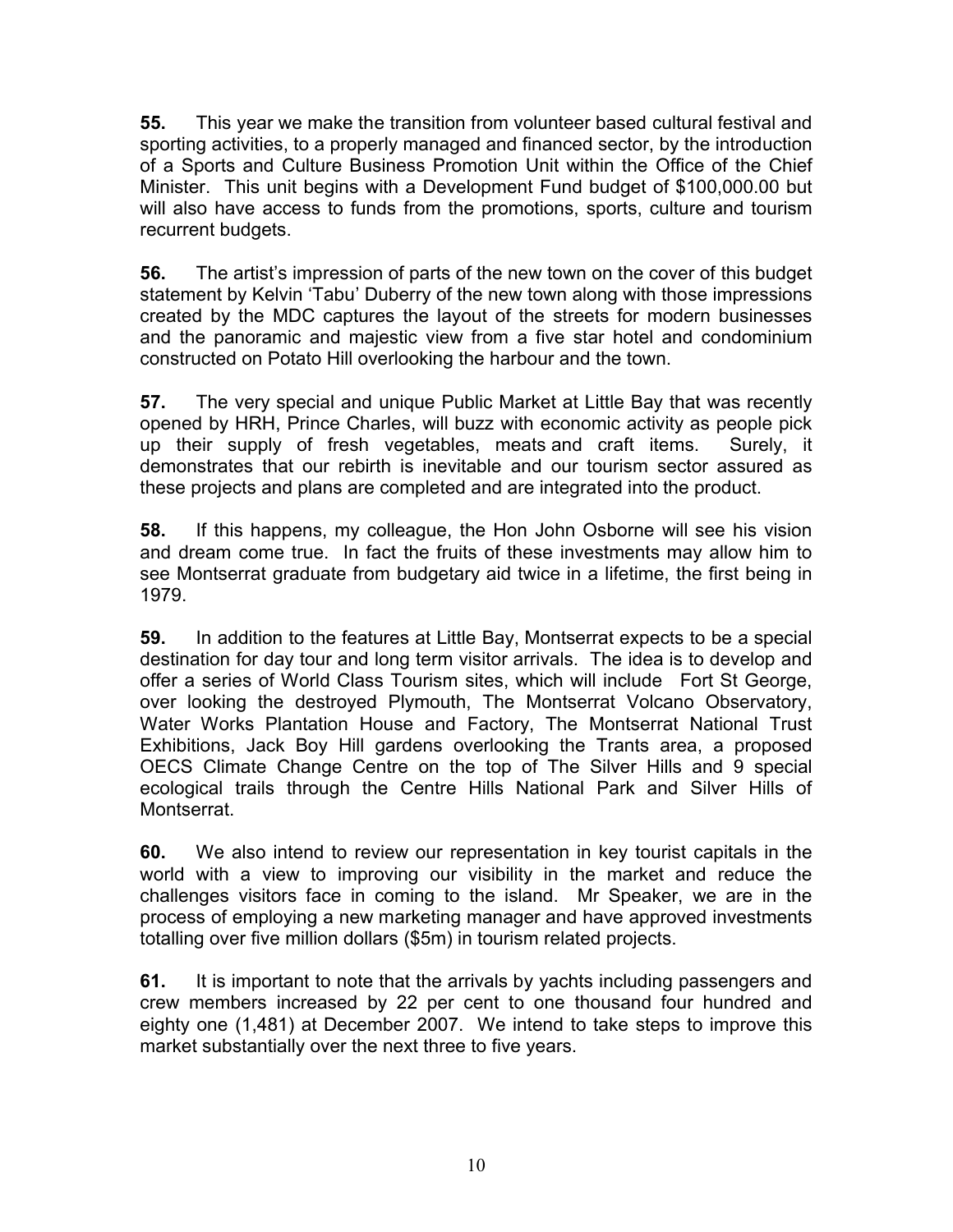**55.** This year we make the transition from volunteer based cultural festival and sporting activities, to a properly managed and financed sector, by the introduction of a Sports and Culture Business Promotion Unit within the Office of the Chief Minister. This unit begins with a Development Fund budget of $100,000.00 but will also have access to funds from the promotions, sports, culture and tourism recurrent budgets.

**56.** The artist's impression of parts of the new town on the cover of this budget statement by Kelvin 'Tabu' Duberry of the new town along with those impressions created by the MDC captures the layout of the streets for modern businesses and the panoramic and majestic view from a five star hotel and condominium constructed on Potato Hill overlooking the harbour and the town.

**57.** The very special and unique Public Market at Little Bay that was recently opened by HRH, Prince Charles, will buzz with economic activity as people pick up their supply of fresh vegetables, meats and craft items. Surely, it demonstrates that our rebirth is inevitable and our tourism sector assured as these projects and plans are completed and are integrated into the product.

**58.** If this happens, my colleague, the Hon John Osborne will see his vision and dream come true. In fact the fruits of these investments may allow him to see Montserrat graduate from budgetary aid twice in a lifetime, the first being in 1979.

**59.** In addition to the features at Little Bay, Montserrat expects to be a special destination for day tour and long term visitor arrivals. The idea is to develop and offer a series of World Class Tourism sites, which will include Fort St George, over looking the destroyed Plymouth, The Montserrat Volcano Observatory, Water Works Plantation House and Factory, The Montserrat National Trust Exhibitions, Jack Boy Hill gardens overlooking the Trants area, a proposed OECS Climate Change Centre on the top of The Silver Hills and 9 special ecological trails through the Centre Hills National Park and Silver Hills of Montserrat.

**60.** We also intend to review our representation in key tourist capitals in the world with a view to improving our visibility in the market and reduce the challenges visitors face in coming to the island. Mr Speaker, we are in the process of employing a new marketing manager and have approved investments totalling over five million dollars ($5m) in tourism related projects.

**61.** It is important to note that the arrivals by yachts including passengers and crew members increased by 22 per cent to one thousand four hundred and eighty one (1,481) at December 2007. We intend to take steps to improve this market substantially over the next three to five years.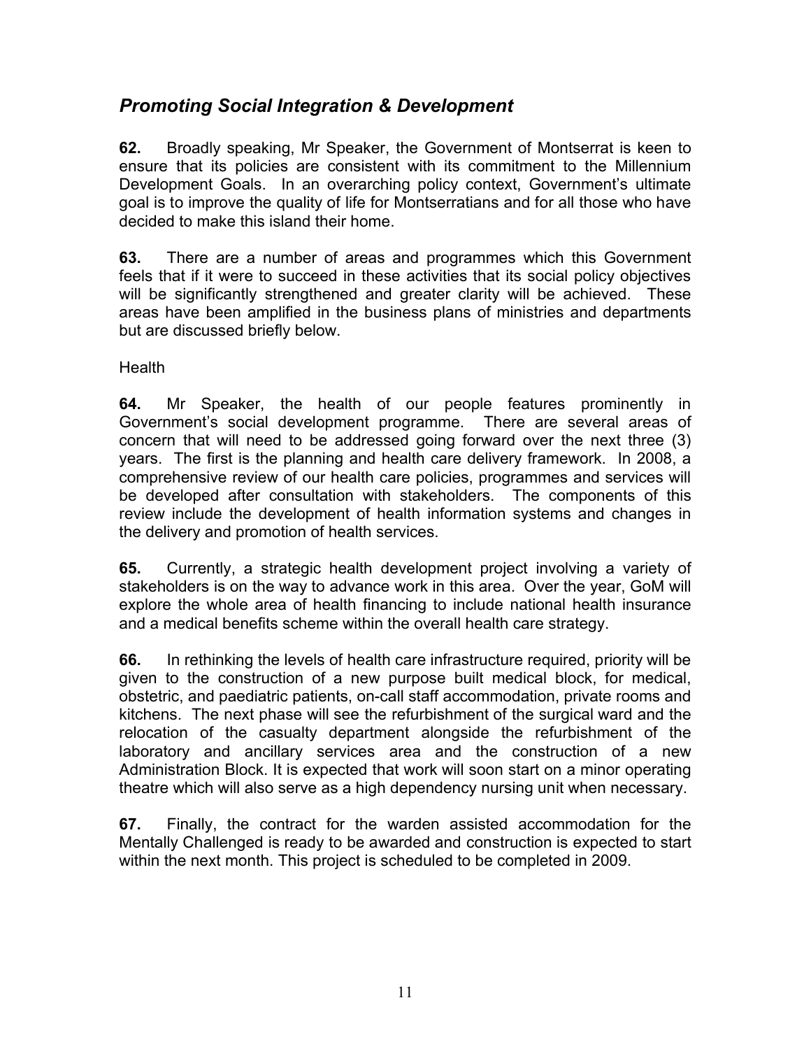## *Promoting Social Integration & Development*

**62.** Broadly speaking, Mr Speaker, the Government of Montserrat is keen to ensure that its policies are consistent with its commitment to the Millennium Development Goals. In an overarching policy context, Government's ultimate goal is to improve the quality of life for Montserratians and for all those who have decided to make this island their home.

**63.** There are a number of areas and programmes which this Government feels that if it were to succeed in these activities that its social policy objectives will be significantly strengthened and greater clarity will be achieved. These areas have been amplified in the business plans of ministries and departments but are discussed briefly below.

Health

**64.** Mr Speaker, the health of our people features prominently in Government's social development programme. There are several areas of concern that will need to be addressed going forward over the next three (3) years. The first is the planning and health care delivery framework. In 2008, a comprehensive review of our health care policies, programmes and services will be developed after consultation with stakeholders. The components of this review include the development of health information systems and changes in the delivery and promotion of health services.

**65.** Currently, a strategic health development project involving a variety of stakeholders is on the way to advance work in this area. Over the year, GoM will explore the whole area of health financing to include national health insurance and a medical benefits scheme within the overall health care strategy.

**66.** In rethinking the levels of health care infrastructure required, priority will be given to the construction of a new purpose built medical block, for medical, obstetric, and paediatric patients, on-call staff accommodation, private rooms and kitchens. The next phase will see the refurbishment of the surgical ward and the relocation of the casualty department alongside the refurbishment of the laboratory and ancillary services area and the construction of a new Administration Block. It is expected that work will soon start on a minor operating theatre which will also serve as a high dependency nursing unit when necessary.

**67.** Finally, the contract for the warden assisted accommodation for the Mentally Challenged is ready to be awarded and construction is expected to start within the next month. This project is scheduled to be completed in 2009.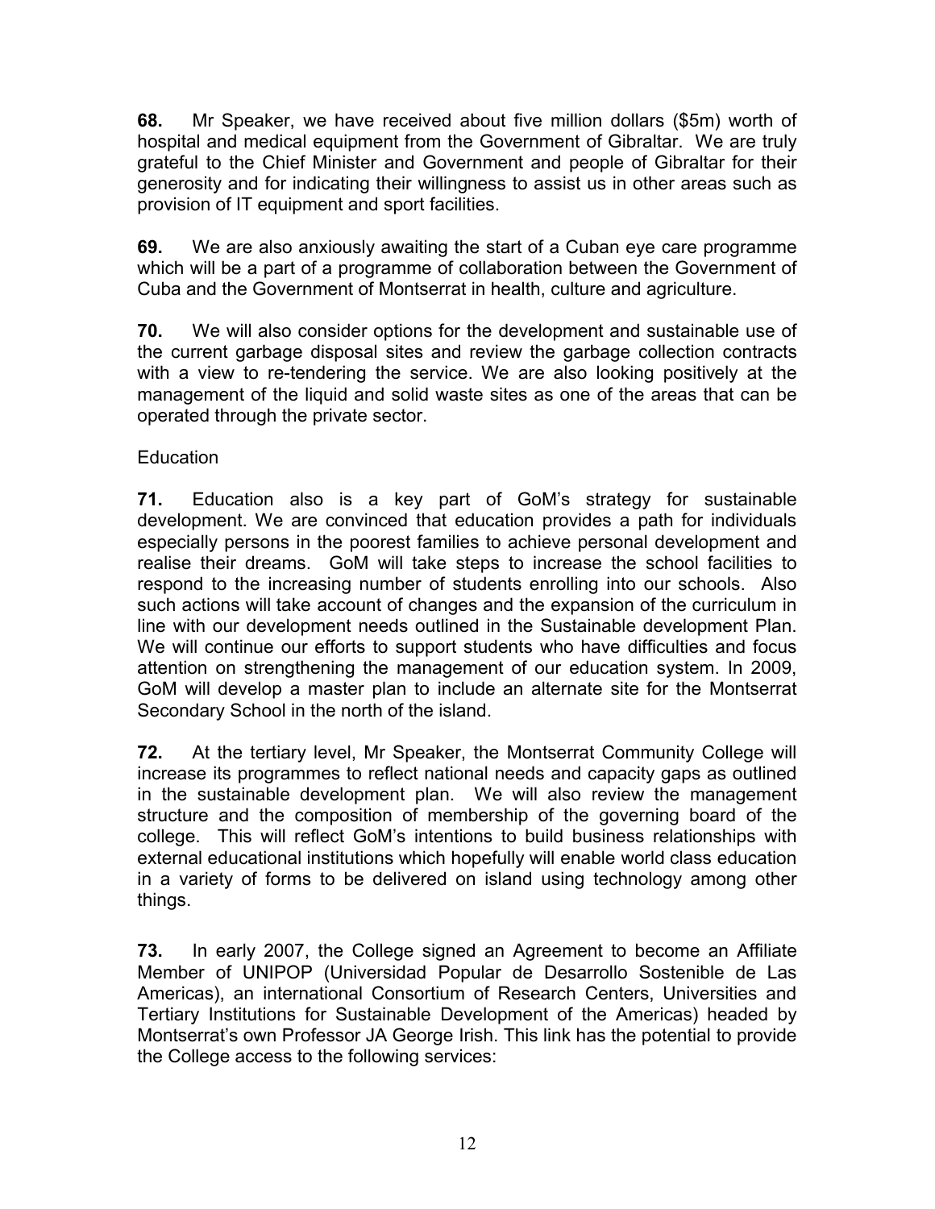**68.** Mr Speaker, we have received about five million dollars ($5m) worth of hospital and medical equipment from the Government of Gibraltar. We are truly grateful to the Chief Minister and Government and people of Gibraltar for their generosity and for indicating their willingness to assist us in other areas such as provision of IT equipment and sport facilities.

**69.** We are also anxiously awaiting the start of a Cuban eye care programme which will be a part of a programme of collaboration between the Government of Cuba and the Government of Montserrat in health, culture and agriculture.

**70.** We will also consider options for the development and sustainable use of the current garbage disposal sites and review the garbage collection contracts with a view to re-tendering the service. We are also looking positively at the management of the liquid and solid waste sites as one of the areas that can be operated through the private sector.

Education

**71.** Education also is a key part of GoM's strategy for sustainable development. We are convinced that education provides a path for individuals especially persons in the poorest families to achieve personal development and realise their dreams. GoM will take steps to increase the school facilities to respond to the increasing number of students enrolling into our schools. Also such actions will take account of changes and the expansion of the curriculum in line with our development needs outlined in the Sustainable development Plan. We will continue our efforts to support students who have difficulties and focus attention on strengthening the management of our education system. In 2009, GoM will develop a master plan to include an alternate site for the Montserrat Secondary School in the north of the island.

**72.** At the tertiary level, Mr Speaker, the Montserrat Community College will increase its programmes to reflect national needs and capacity gaps as outlined in the sustainable development plan. We will also review the management structure and the composition of membership of the governing board of the college. This will reflect GoM's intentions to build business relationships with external educational institutions which hopefully will enable world class education in a variety of forms to be delivered on island using technology among other things.

**73.** In early 2007, the College signed an Agreement to become an Affiliate Member of UNIPOP (Universidad Popular de Desarrollo Sostenible de Las Americas), an international Consortium of Research Centers, Universities and Tertiary Institutions for Sustainable Development of the Americas) headed by Montserrat's own Professor JA George Irish. This link has the potential to provide the College access to the following services: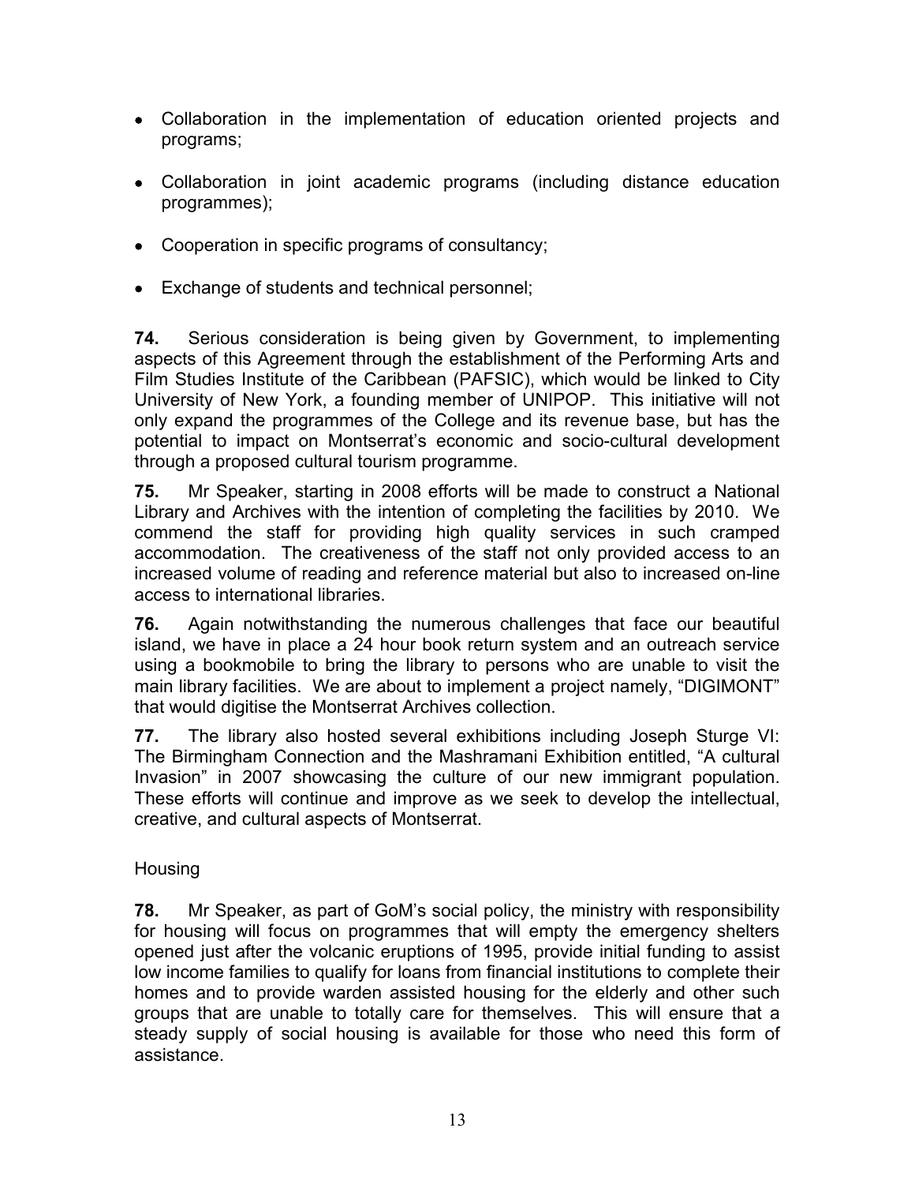- Collaboration in the implementation of education oriented projects and programs;
- Collaboration in joint academic programs (including distance education programmes);
- Cooperation in specific programs of consultancy;
- Exchange of students and technical personnel;

**74.** Serious consideration is being given by Government, to implementing aspects of this Agreement through the establishment of the Performing Arts and Film Studies Institute of the Caribbean (PAFSIC), which would be linked to City University of New York, a founding member of UNIPOP. This initiative will not only expand the programmes of the College and its revenue base, but has the potential to impact on Montserrat's economic and socio-cultural development through a proposed cultural tourism programme.

**75.** Mr Speaker, starting in 2008 efforts will be made to construct a National Library and Archives with the intention of completing the facilities by 2010. We commend the staff for providing high quality services in such cramped accommodation. The creativeness of the staff not only provided access to an increased volume of reading and reference material but also to increased on-line access to international libraries.

**76.** Again notwithstanding the numerous challenges that face our beautiful island, we have in place a 24 hour book return system and an outreach service using a bookmobile to bring the library to persons who are unable to visit the main library facilities. We are about to implement a project namely, "DIGIMONT" that would digitise the Montserrat Archives collection.

**77.** The library also hosted several exhibitions including Joseph Sturge VI: The Birmingham Connection and the Mashramani Exhibition entitled, "A cultural Invasion" in 2007 showcasing the culture of our new immigrant population. These efforts will continue and improve as we seek to develop the intellectual, creative, and cultural aspects of Montserrat.

Housing

**78.** Mr Speaker, as part of GoM's social policy, the ministry with responsibility for housing will focus on programmes that will empty the emergency shelters opened just after the volcanic eruptions of 1995, provide initial funding to assist low income families to qualify for loans from financial institutions to complete their homes and to provide warden assisted housing for the elderly and other such groups that are unable to totally care for themselves. This will ensure that a steady supply of social housing is available for those who need this form of assistance.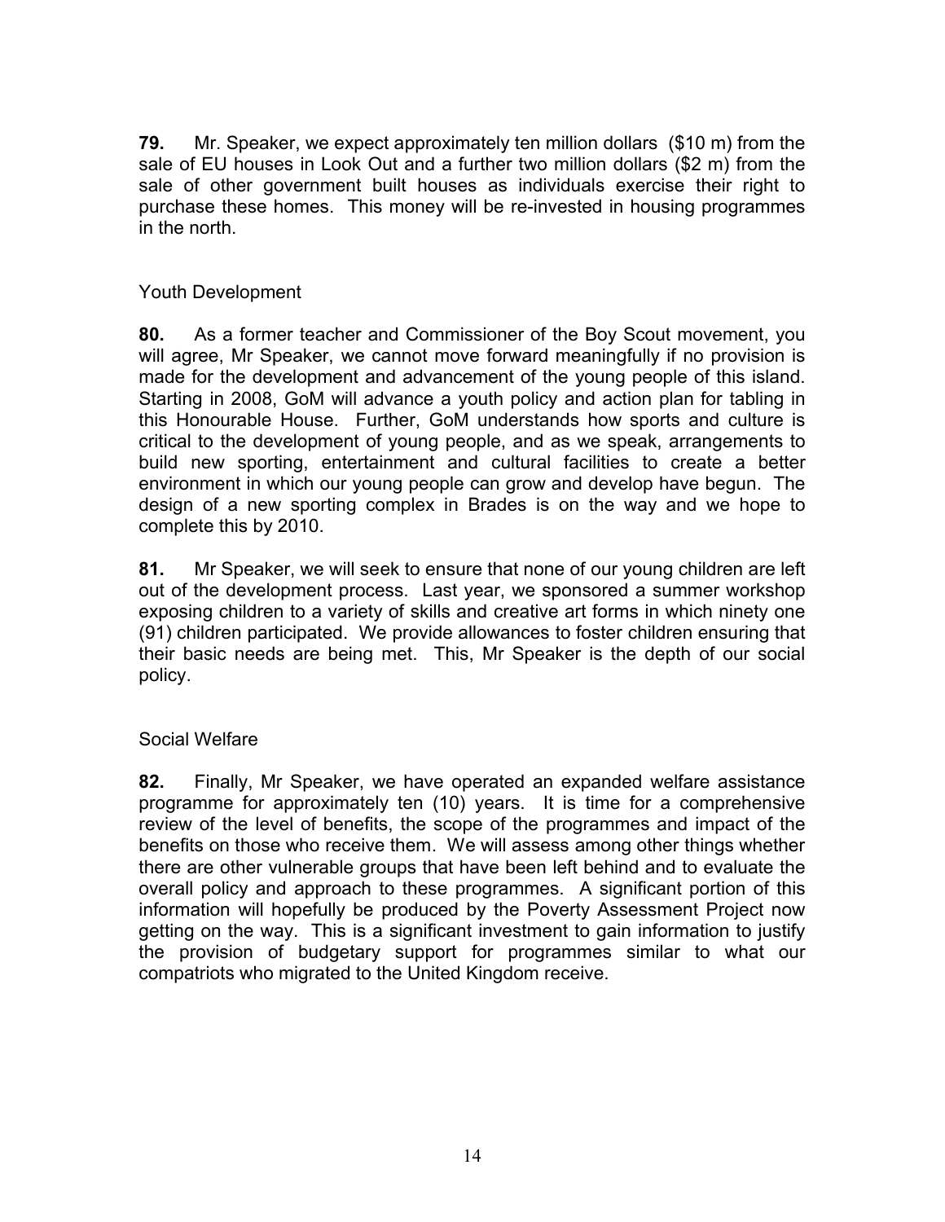**79.** Mr. Speaker, we expect approximately ten million dollars ($10 m) from the sale of EU houses in Look Out and a further two million dollars ($2 m) from the sale of other government built houses as individuals exercise their right to purchase these homes. This money will be re-invested in housing programmes in the north.

## Youth Development

**80.** As a former teacher and Commissioner of the Boy Scout movement, you will agree, Mr Speaker, we cannot move forward meaningfully if no provision is made for the development and advancement of the young people of this island. Starting in 2008, GoM will advance a youth policy and action plan for tabling in this Honourable House. Further, GoM understands how sports and culture is critical to the development of young people, and as we speak, arrangements to build new sporting, entertainment and cultural facilities to create a better environment in which our young people can grow and develop have begun. The design of a new sporting complex in Brades is on the way and we hope to complete this by 2010.

**81.** Mr Speaker, we will seek to ensure that none of our young children are left out of the development process. Last year, we sponsored a summer workshop exposing children to a variety of skills and creative art forms in which ninety one (91) children participated. We provide allowances to foster children ensuring that their basic needs are being met. This, Mr Speaker is the depth of our social policy.

## Social Welfare

**82.** Finally, Mr Speaker, we have operated an expanded welfare assistance programme for approximately ten (10) years. It is time for a comprehensive review of the level of benefits, the scope of the programmes and impact of the benefits on those who receive them. We will assess among other things whether there are other vulnerable groups that have been left behind and to evaluate the overall policy and approach to these programmes. A significant portion of this information will hopefully be produced by the Poverty Assessment Project now getting on the way. This is a significant investment to gain information to justify the provision of budgetary support for programmes similar to what our compatriots who migrated to the United Kingdom receive.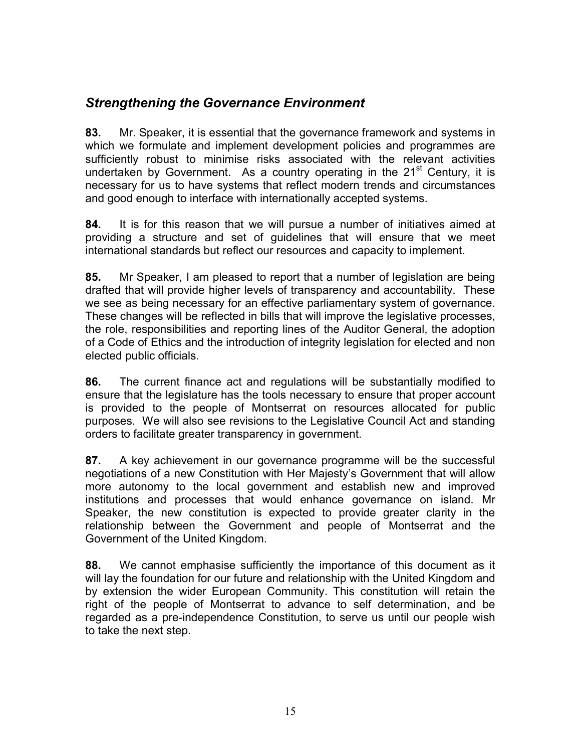## *Strengthening the Governance Environment*

**83.** Mr. Speaker, it is essential that the governance framework and systems in which we formulate and implement development policies and programmes are sufficiently robust to minimise risks associated with the relevant activities undertaken by Government. As a country operating in the 21st Century, it is necessary for us to have systems that reflect modern trends and circumstances and good enough to interface with internationally accepted systems.

**84.** It is for this reason that we will pursue a number of initiatives aimed at providing a structure and set of guidelines that will ensure that we meet international standards but reflect our resources and capacity to implement.

**85.** Mr Speaker, I am pleased to report that a number of legislation are being drafted that will provide higher levels of transparency and accountability. These we see as being necessary for an effective parliamentary system of governance. These changes will be reflected in bills that will improve the legislative processes, the role, responsibilities and reporting lines of the Auditor General, the adoption of a Code of Ethics and the introduction of integrity legislation for elected and non elected public officials.

**86.** The current finance act and regulations will be substantially modified to ensure that the legislature has the tools necessary to ensure that proper account is provided to the people of Montserrat on resources allocated for public purposes. We will also see revisions to the Legislative Council Act and standing orders to facilitate greater transparency in government.

**87.** A key achievement in our governance programme will be the successful negotiations of a new Constitution with Her Majesty's Government that will allow more autonomy to the local government and establish new and improved institutions and processes that would enhance governance on island. Mr Speaker, the new constitution is expected to provide greater clarity in the relationship between the Government and people of Montserrat and the Government of the United Kingdom.

**88.** We cannot emphasise sufficiently the importance of this document as it will lay the foundation for our future and relationship with the United Kingdom and by extension the wider European Community. This constitution will retain the right of the people of Montserrat to advance to self determination, and be regarded as a pre-independence Constitution, to serve us until our people wish to take the next step.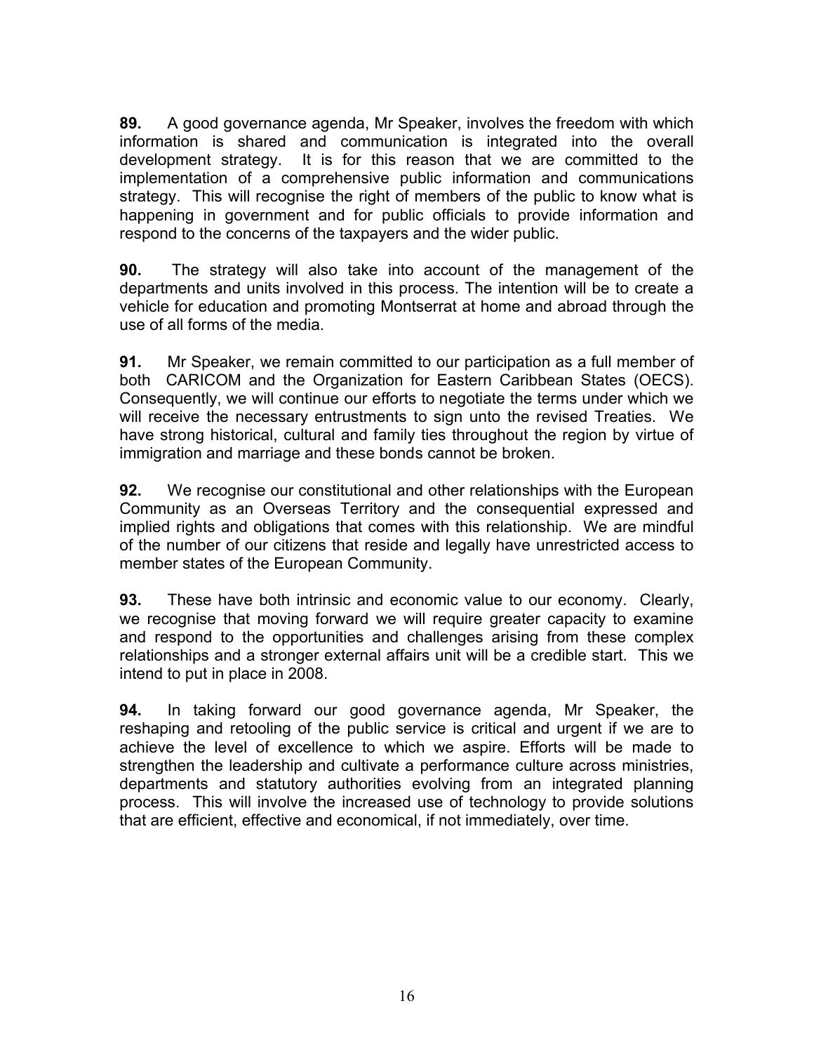**89.** A good governance agenda, Mr Speaker, involves the freedom with which information is shared and communication is integrated into the overall development strategy. It is for this reason that we are committed to the implementation of a comprehensive public information and communications strategy. This will recognise the right of members of the public to know what is happening in government and for public officials to provide information and respond to the concerns of the taxpayers and the wider public.

**90.** The strategy will also take into account of the management of the departments and units involved in this process. The intention will be to create a vehicle for education and promoting Montserrat at home and abroad through the use of all forms of the media.

**91.** Mr Speaker, we remain committed to our participation as a full member of both CARICOM and the Organization for Eastern Caribbean States (OECS). Consequently, we will continue our efforts to negotiate the terms under which we will receive the necessary entrustments to sign unto the revised Treaties. We have strong historical, cultural and family ties throughout the region by virtue of immigration and marriage and these bonds cannot be broken.

**92.** We recognise our constitutional and other relationships with the European Community as an Overseas Territory and the consequential expressed and implied rights and obligations that comes with this relationship. We are mindful of the number of our citizens that reside and legally have unrestricted access to member states of the European Community.

**93.** These have both intrinsic and economic value to our economy. Clearly, we recognise that moving forward we will require greater capacity to examine and respond to the opportunities and challenges arising from these complex relationships and a stronger external affairs unit will be a credible start. This we intend to put in place in 2008.

**94.** In taking forward our good governance agenda, Mr Speaker, the reshaping and retooling of the public service is critical and urgent if we are to achieve the level of excellence to which we aspire. Efforts will be made to strengthen the leadership and cultivate a performance culture across ministries, departments and statutory authorities evolving from an integrated planning process. This will involve the increased use of technology to provide solutions that are efficient, effective and economical, if not immediately, over time.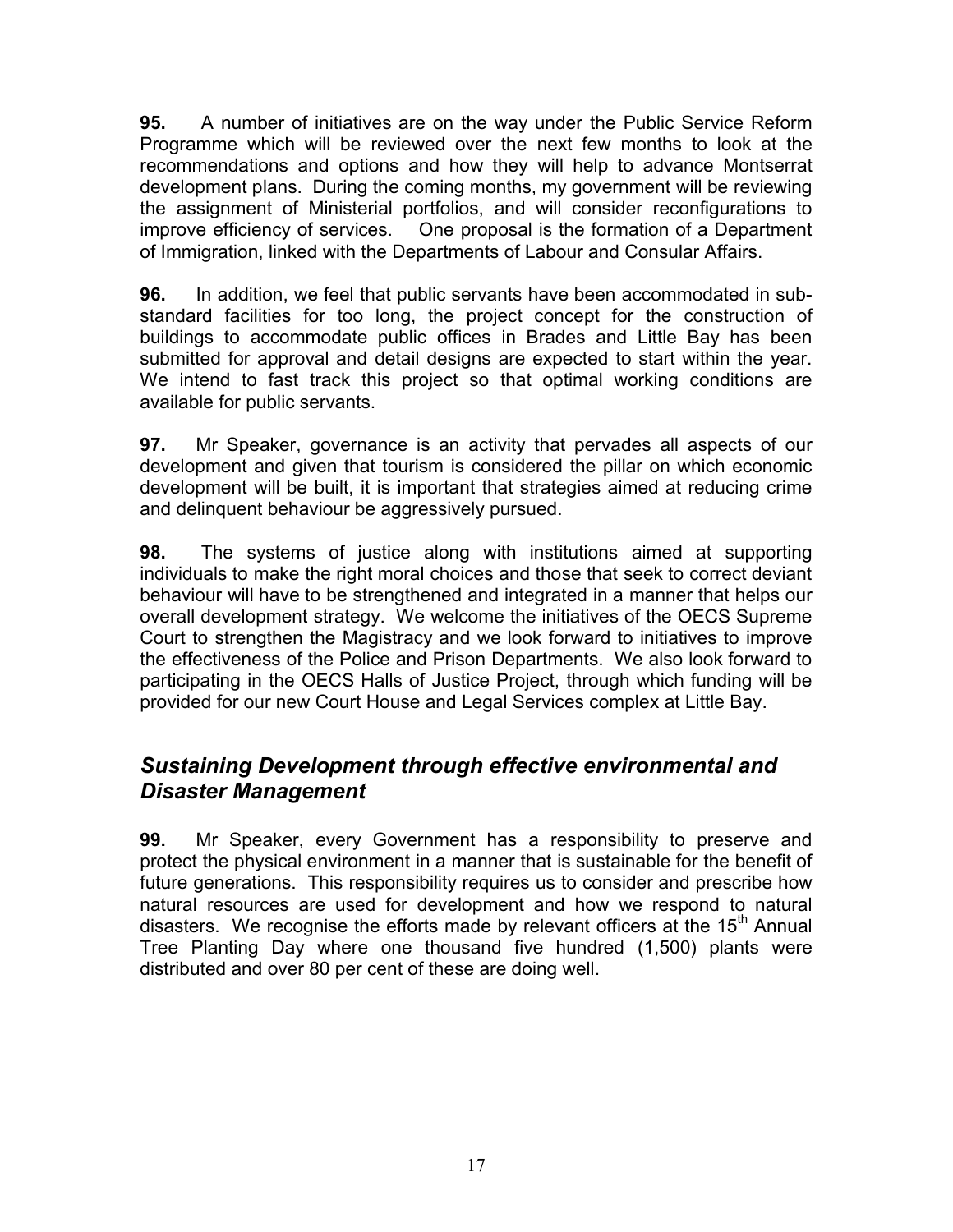**95.** A number of initiatives are on the way under the Public Service Reform Programme which will be reviewed over the next few months to look at the recommendations and options and how they will help to advance Montserrat development plans. During the coming months, my government will be reviewing the assignment of Ministerial portfolios, and will consider reconfigurations to improve efficiency of services. One proposal is the formation of a Department of Immigration, linked with the Departments of Labour and Consular Affairs.

**96.** In addition, we feel that public servants have been accommodated in sub-standard facilities for too long, the project concept for the construction of buildings to accommodate public offices in Brades and Little Bay has been submitted for approval and detail designs are expected to start within the year. We intend to fast track this project so that optimal working conditions are available for public servants.

**97.** Mr Speaker, governance is an activity that pervades all aspects of our development and given that tourism is considered the pillar on which economic development will be built, it is important that strategies aimed at reducing crime and delinquent behaviour be aggressively pursued.

**98.** The systems of justice along with institutions aimed at supporting individuals to make the right moral choices and those that seek to correct deviant behaviour will have to be strengthened and integrated in a manner that helps our overall development strategy. We welcome the initiatives of the OECS Supreme Court to strengthen the Magistracy and we look forward to initiatives to improve the effectiveness of the Police and Prison Departments. We also look forward to participating in the OECS Halls of Justice Project, through which funding will be provided for our new Court House and Legal Services complex at Little Bay.

## *Sustaining Development through effective environmental and Disaster Management*

**99.** Mr Speaker, every Government has a responsibility to preserve and protect the physical environment in a manner that is sustainable for the benefit of future generations. This responsibility requires us to consider and prescribe how natural resources are used for development and how we respond to natural disasters. We recognise the efforts made by relevant officers at the 15th Annual Tree Planting Day where one thousand five hundred (1,500) plants were distributed and over 80 per cent of these are doing well.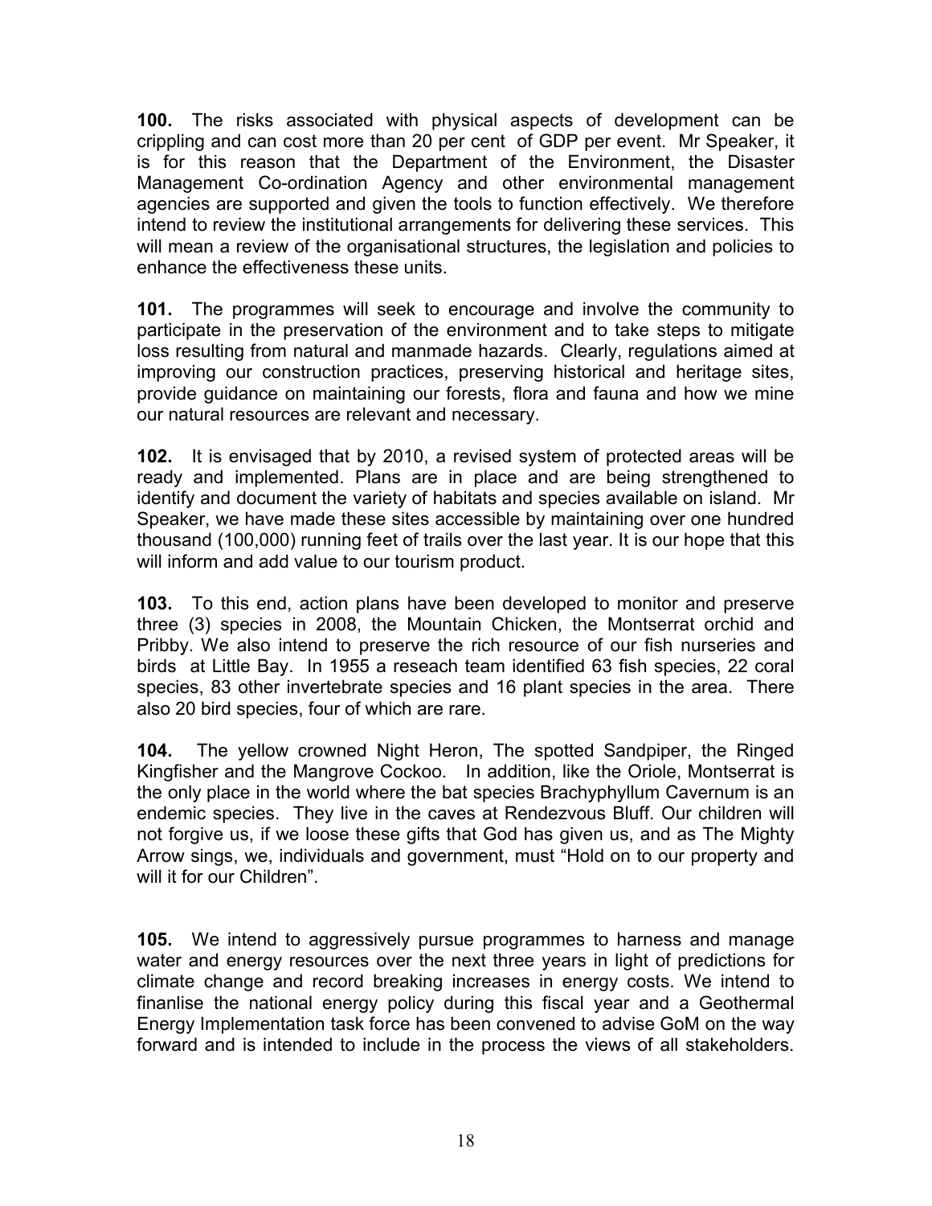**100.** The risks associated with physical aspects of development can be crippling and can cost more than 20 per cent of GDP per event. Mr Speaker, it is for this reason that the Department of the Environment, the Disaster Management Co-ordination Agency and other environmental management agencies are supported and given the tools to function effectively. We therefore intend to review the institutional arrangements for delivering these services. This will mean a review of the organisational structures, the legislation and policies to enhance the effectiveness these units.

**101.** The programmes will seek to encourage and involve the community to participate in the preservation of the environment and to take steps to mitigate loss resulting from natural and manmade hazards. Clearly, regulations aimed at improving our construction practices, preserving historical and heritage sites, provide guidance on maintaining our forests, flora and fauna and how we mine our natural resources are relevant and necessary.

**102.** It is envisaged that by 2010, a revised system of protected areas will be ready and implemented. Plans are in place and are being strengthened to identify and document the variety of habitats and species available on island. Mr Speaker, we have made these sites accessible by maintaining over one hundred thousand (100,000) running feet of trails over the last year. It is our hope that this will inform and add value to our tourism product.

**103.** To this end, action plans have been developed to monitor and preserve three (3) species in 2008, the Mountain Chicken, the Montserrat orchid and Pribby. We also intend to preserve the rich resource of our fish nurseries and birds at Little Bay. In 1955 a reseach team identified 63 fish species, 22 coral species, 83 other invertebrate species and 16 plant species in the area. There also 20 bird species, four of which are rare.

**104.** The yellow crowned Night Heron, The spotted Sandpiper, the Ringed Kingfisher and the Mangrove Cockoo. In addition, like the Oriole, Montserrat is the only place in the world where the bat species Brachyphyllum Cavernum is an endemic species. They live in the caves at Rendezvous Bluff. Our children will not forgive us, if we loose these gifts that God has given us, and as The Mighty Arrow sings, we, individuals and government, must "Hold on to our property and will it for our Children".

**105.** We intend to aggressively pursue programmes to harness and manage water and energy resources over the next three years in light of predictions for climate change and record breaking increases in energy costs. We intend to finanlise the national energy policy during this fiscal year and a Geothermal Energy Implementation task force has been convened to advise GoM on the way forward and is intended to include in the process the views of all stakeholders.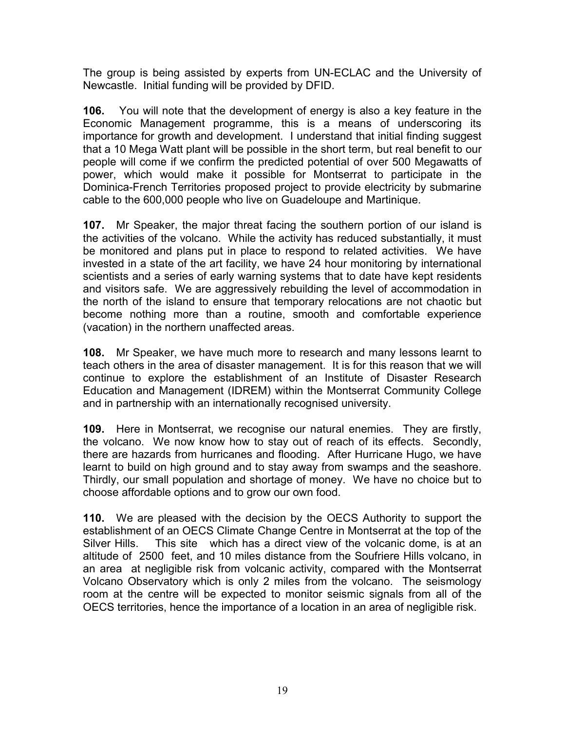The group is being assisted by experts from UN-ECLAC and the University of Newcastle. Initial funding will be provided by DFID.

**106.** You will note that the development of energy is also a key feature in the Economic Management programme, this is a means of underscoring its importance for growth and development. I understand that initial finding suggest that a 10 Mega Watt plant will be possible in the short term, but real benefit to our people will come if we confirm the predicted potential of over 500 Megawatts of power, which would make it possible for Montserrat to participate in the Dominica-French Territories proposed project to provide electricity by submarine cable to the 600,000 people who live on Guadeloupe and Martinique.

**107.** Mr Speaker, the major threat facing the southern portion of our island is the activities of the volcano. While the activity has reduced substantially, it must be monitored and plans put in place to respond to related activities. We have invested in a state of the art facility, we have 24 hour monitoring by international scientists and a series of early warning systems that to date have kept residents and visitors safe. We are aggressively rebuilding the level of accommodation in the north of the island to ensure that temporary relocations are not chaotic but become nothing more than a routine, smooth and comfortable experience (vacation) in the northern unaffected areas.

**108.** Mr Speaker, we have much more to research and many lessons learnt to teach others in the area of disaster management. It is for this reason that we will continue to explore the establishment of an Institute of Disaster Research Education and Management (IDREM) within the Montserrat Community College and in partnership with an internationally recognised university.

**109.** Here in Montserrat, we recognise our natural enemies. They are firstly, the volcano. We now know how to stay out of reach of its effects. Secondly, there are hazards from hurricanes and flooding. After Hurricane Hugo, we have learnt to build on high ground and to stay away from swamps and the seashore. Thirdly, our small population and shortage of money. We have no choice but to choose affordable options and to grow our own food.

**110.** We are pleased with the decision by the OECS Authority to support the establishment of an OECS Climate Change Centre in Montserrat at the top of the Silver Hills. This site which has a direct view of the volcanic dome, is at an altitude of 2500 feet, and 10 miles distance from the Soufriere Hills volcano, in an area at negligible risk from volcanic activity, compared with the Montserrat Volcano Observatory which is only 2 miles from the volcano. The seismology room at the centre will be expected to monitor seismic signals from all of the OECS territories, hence the importance of a location in an area of negligible risk.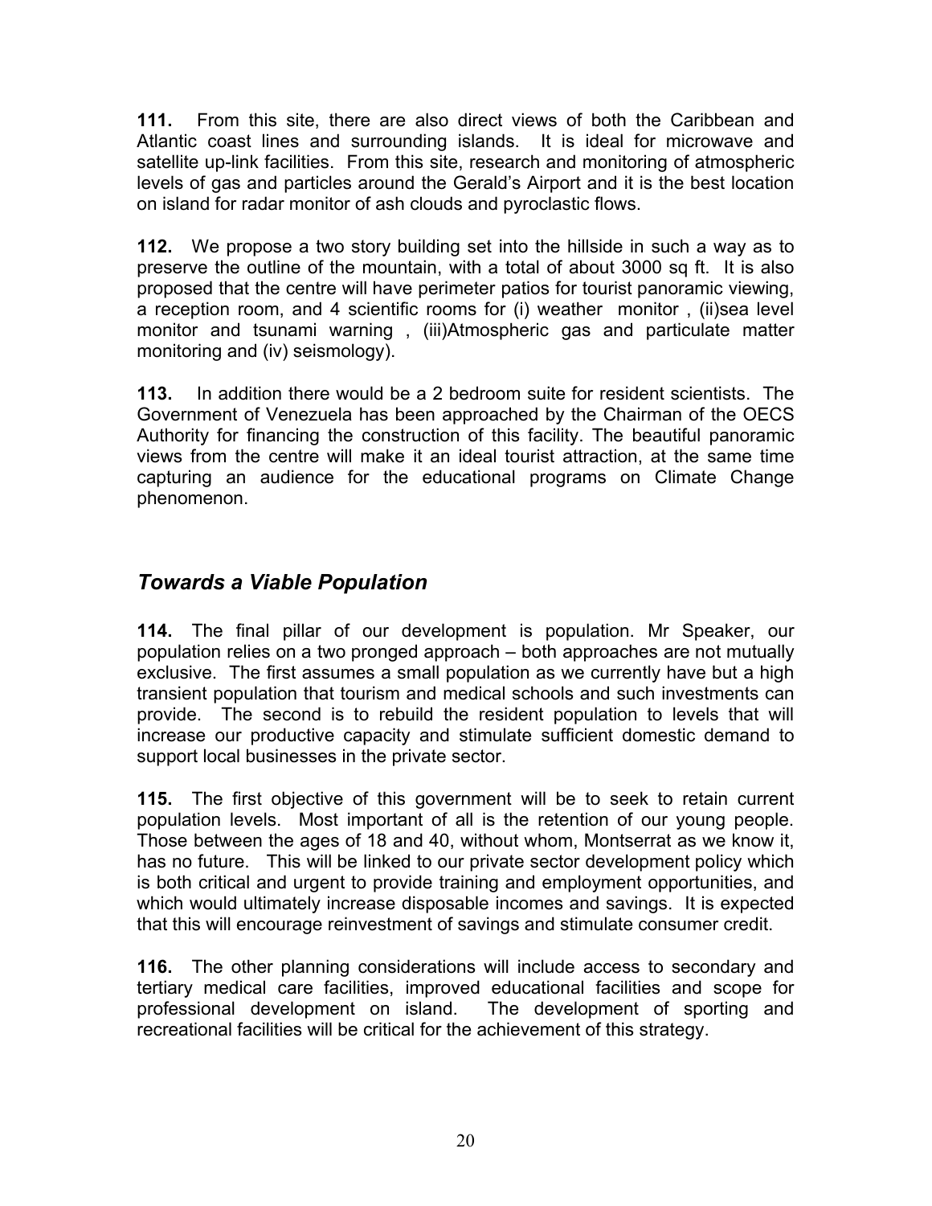**111.** From this site, there are also direct views of both the Caribbean and Atlantic coast lines and surrounding islands. It is ideal for microwave and satellite up-link facilities. From this site, research and monitoring of atmospheric levels of gas and particles around the Gerald's Airport and it is the best location on island for radar monitor of ash clouds and pyroclastic flows.

**112.** We propose a two story building set into the hillside in such a way as to preserve the outline of the mountain, with a total of about 3000 sq ft. It is also proposed that the centre will have perimeter patios for tourist panoramic viewing, a reception room, and 4 scientific rooms for (i) weather monitor , (ii)sea level monitor and tsunami warning , (iii)Atmospheric gas and particulate matter monitoring and (iv) seismology).

**113.** In addition there would be a 2 bedroom suite for resident scientists. The Government of Venezuela has been approached by the Chairman of the OECS Authority for financing the construction of this facility. The beautiful panoramic views from the centre will make it an ideal tourist attraction, at the same time capturing an audience for the educational programs on Climate Change phenomenon.

## *Towards a Viable Population*

**114.** The final pillar of our development is population. Mr Speaker, our population relies on a two pronged approach – both approaches are not mutually exclusive. The first assumes a small population as we currently have but a high transient population that tourism and medical schools and such investments can provide. The second is to rebuild the resident population to levels that will increase our productive capacity and stimulate sufficient domestic demand to support local businesses in the private sector.

**115.** The first objective of this government will be to seek to retain current population levels. Most important of all is the retention of our young people. Those between the ages of 18 and 40, without whom, Montserrat as we know it, has no future. This will be linked to our private sector development policy which is both critical and urgent to provide training and employment opportunities, and which would ultimately increase disposable incomes and savings. It is expected that this will encourage reinvestment of savings and stimulate consumer credit.

**116.** The other planning considerations will include access to secondary and tertiary medical care facilities, improved educational facilities and scope for professional development on island. The development of sporting and recreational facilities will be critical for the achievement of this strategy.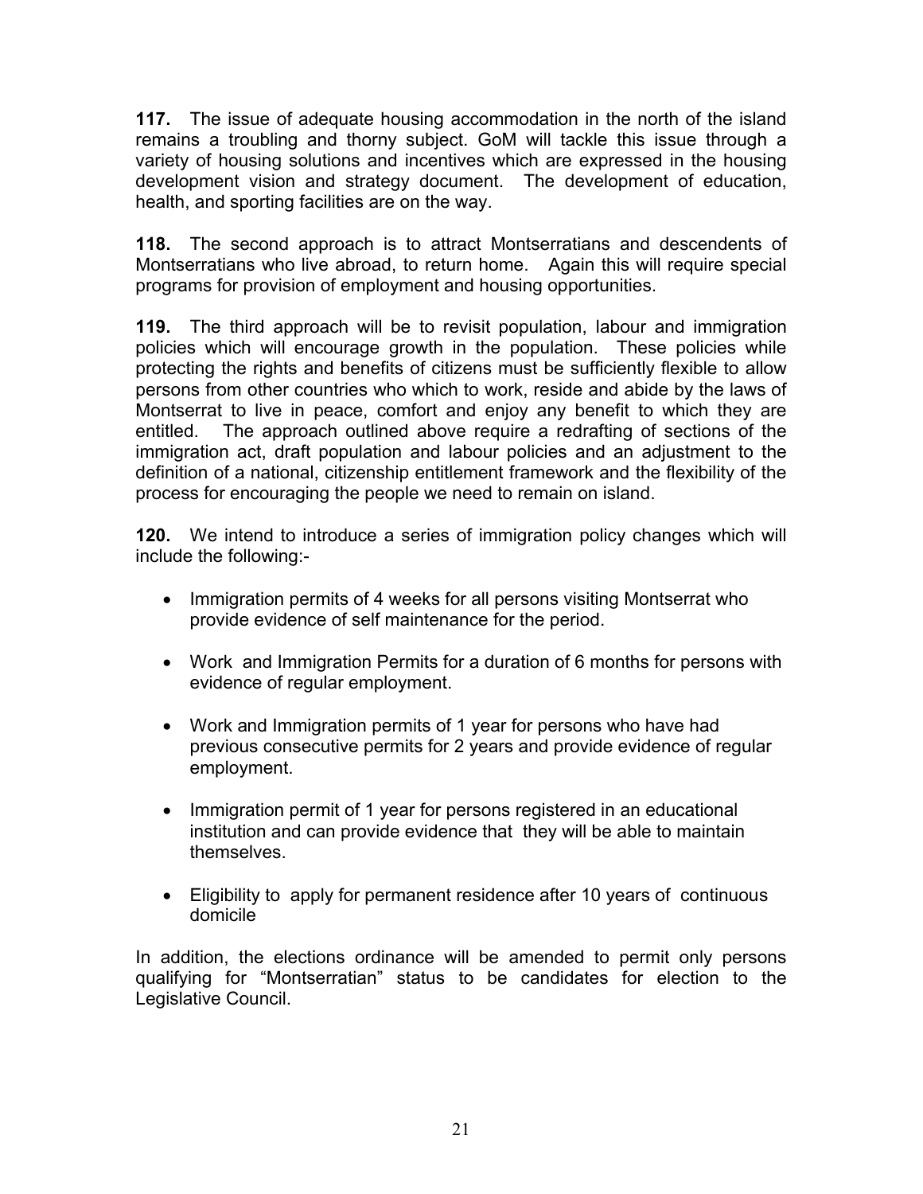**117.** The issue of adequate housing accommodation in the north of the island remains a troubling and thorny subject. GoM will tackle this issue through a variety of housing solutions and incentives which are expressed in the housing development vision and strategy document. The development of education, health, and sporting facilities are on the way.

**118.** The second approach is to attract Montserratians and descendents of Montserratians who live abroad, to return home. Again this will require special programs for provision of employment and housing opportunities.

**119.** The third approach will be to revisit population, labour and immigration policies which will encourage growth in the population. These policies while protecting the rights and benefits of citizens must be sufficiently flexible to allow persons from other countries who which to work, reside and abide by the laws of Montserrat to live in peace, comfort and enjoy any benefit to which they are entitled. The approach outlined above require a redrafting of sections of the immigration act, draft population and labour policies and an adjustment to the definition of a national, citizenship entitlement framework and the flexibility of the process for encouraging the people we need to remain on island.

**120.** We intend to introduce a series of immigration policy changes which will include the following:-

- Immigration permits of 4 weeks for all persons visiting Montserrat who provide evidence of self maintenance for the period.
- Work and Immigration Permits for a duration of 6 months for persons with evidence of regular employment.
- Work and Immigration permits of 1 year for persons who have had previous consecutive permits for 2 years and provide evidence of regular employment.
- Immigration permit of 1 year for persons registered in an educational institution and can provide evidence that they will be able to maintain themselves.
- Eligibility to apply for permanent residence after 10 years of continuous domicile

In addition, the elections ordinance will be amended to permit only persons qualifying for "Montserratian" status to be candidates for election to the Legislative Council.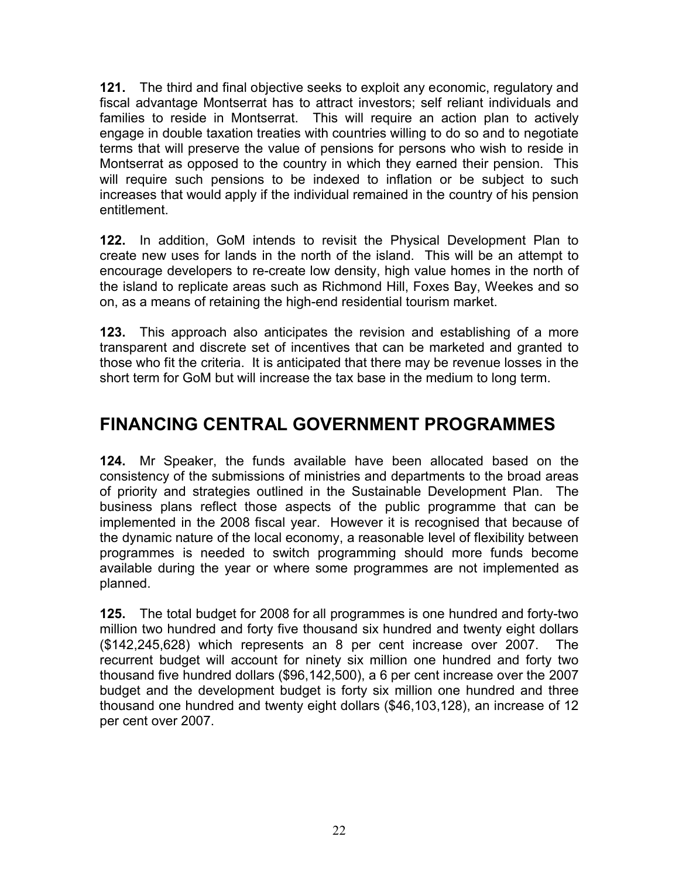**121.** The third and final objective seeks to exploit any economic, regulatory and fiscal advantage Montserrat has to attract investors; self reliant individuals and families to reside in Montserrat. This will require an action plan to actively engage in double taxation treaties with countries willing to do so and to negotiate terms that will preserve the value of pensions for persons who wish to reside in Montserrat as opposed to the country in which they earned their pension. This will require such pensions to be indexed to inflation or be subject to such increases that would apply if the individual remained in the country of his pension entitlement.

**122.** In addition, GoM intends to revisit the Physical Development Plan to create new uses for lands in the north of the island. This will be an attempt to encourage developers to re-create low density, high value homes in the north of the island to replicate areas such as Richmond Hill, Foxes Bay, Weekes and so on, as a means of retaining the high-end residential tourism market.

**123.** This approach also anticipates the revision and establishing of a more transparent and discrete set of incentives that can be marketed and granted to those who fit the criteria. It is anticipated that there may be revenue losses in the short term for GoM but will increase the tax base in the medium to long term.

## FINANCING CENTRAL GOVERNMENT PROGRAMMES

**124.** Mr Speaker, the funds available have been allocated based on the consistency of the submissions of ministries and departments to the broad areas of priority and strategies outlined in the Sustainable Development Plan. The business plans reflect those aspects of the public programme that can be implemented in the 2008 fiscal year. However it is recognised that because of the dynamic nature of the local economy, a reasonable level of flexibility between programmes is needed to switch programming should more funds become available during the year or where some programmes are not implemented as planned.

**125.** The total budget for 2008 for all programmes is one hundred and forty-two million two hundred and forty five thousand six hundred and twenty eight dollars ($142,245,628) which represents an 8 per cent increase over 2007. The recurrent budget will account for ninety six million one hundred and forty two thousand five hundred dollars ($96,142,500), a 6 per cent increase over the 2007 budget and the development budget is forty six million one hundred and three thousand one hundred and twenty eight dollars ($46,103,128), an increase of 12 per cent over 2007.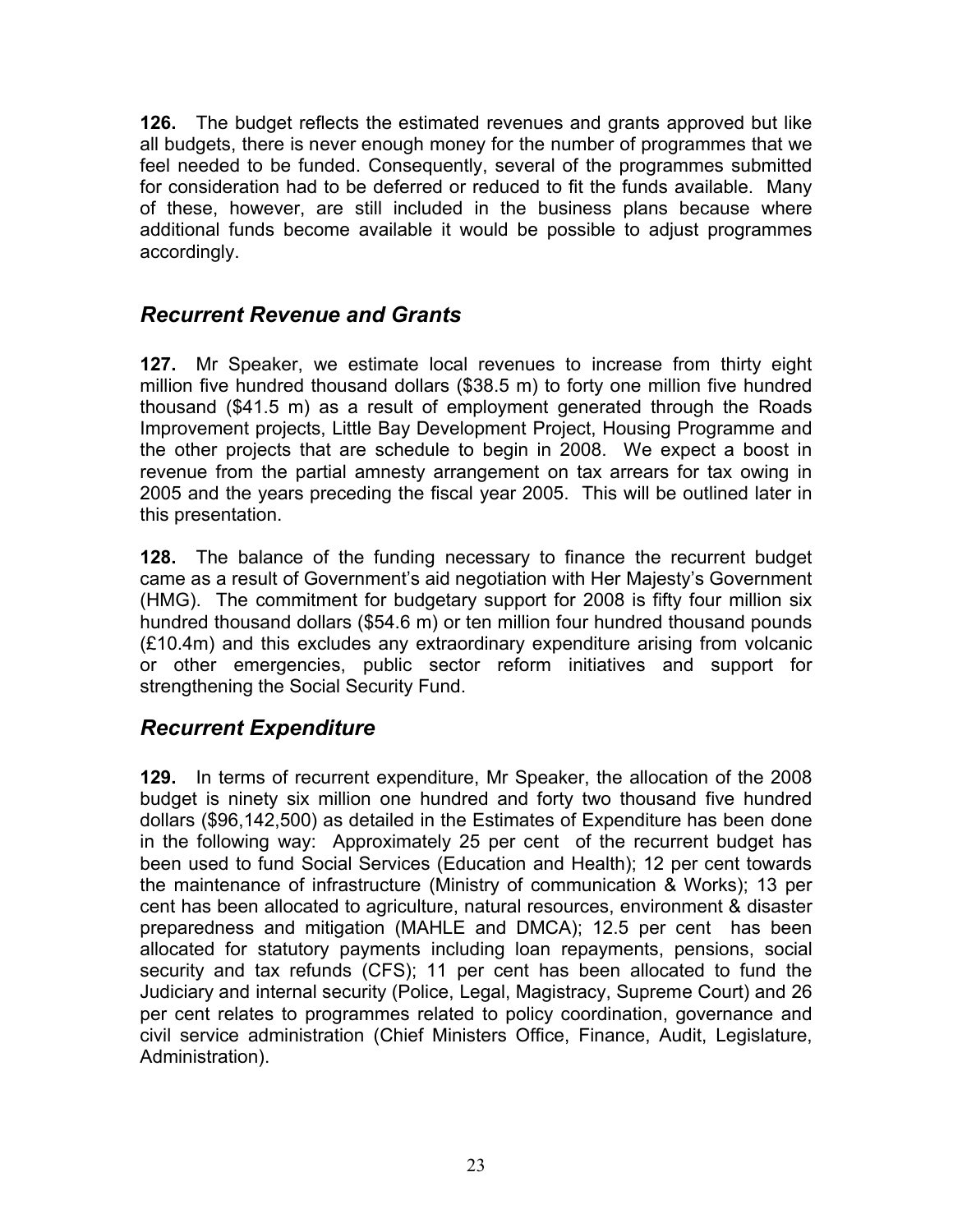**126.** The budget reflects the estimated revenues and grants approved but like all budgets, there is never enough money for the number of programmes that we feel needed to be funded. Consequently, several of the programmes submitted for consideration had to be deferred or reduced to fit the funds available. Many of these, however, are still included in the business plans because where additional funds become available it would be possible to adjust programmes accordingly.

## *Recurrent Revenue and Grants*

**127.** Mr Speaker, we estimate local revenues to increase from thirty eight million five hundred thousand dollars ($38.5 m) to forty one million five hundred thousand ($41.5 m) as a result of employment generated through the Roads Improvement projects, Little Bay Development Project, Housing Programme and the other projects that are schedule to begin in 2008. We expect a boost in revenue from the partial amnesty arrangement on tax arrears for tax owing in 2005 and the years preceding the fiscal year 2005. This will be outlined later in this presentation.

**128.** The balance of the funding necessary to finance the recurrent budget came as a result of Government's aid negotiation with Her Majesty's Government (HMG). The commitment for budgetary support for 2008 is fifty four million six hundred thousand dollars ($54.6 m) or ten million four hundred thousand pounds (£10.4m) and this excludes any extraordinary expenditure arising from volcanic or other emergencies, public sector reform initiatives and support for strengthening the Social Security Fund.

## *Recurrent Expenditure*

**129.** In terms of recurrent expenditure, Mr Speaker, the allocation of the 2008 budget is ninety six million one hundred and forty two thousand five hundred dollars ($96,142,500) as detailed in the Estimates of Expenditure has been done in the following way: Approximately 25 per cent of the recurrent budget has been used to fund Social Services (Education and Health); 12 per cent towards the maintenance of infrastructure (Ministry of communication & Works); 13 per cent has been allocated to agriculture, natural resources, environment & disaster preparedness and mitigation (MAHLE and DMCA); 12.5 per cent has been allocated for statutory payments including loan repayments, pensions, social security and tax refunds (CFS); 11 per cent has been allocated to fund the Judiciary and internal security (Police, Legal, Magistracy, Supreme Court) and 26 per cent relates to programmes related to policy coordination, governance and civil service administration (Chief Ministers Office, Finance, Audit, Legislature, Administration).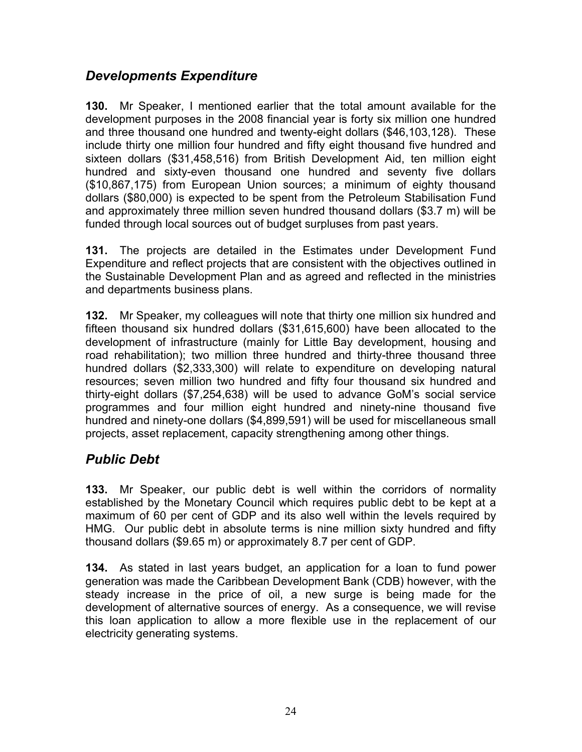## *Developments Expenditure*

**130.** Mr Speaker, I mentioned earlier that the total amount available for the development purposes in the 2008 financial year is forty six million one hundred and three thousand one hundred and twenty-eight dollars ($46,103,128). These include thirty one million four hundred and fifty eight thousand five hundred and sixteen dollars ($31,458,516) from British Development Aid, ten million eight hundred and sixty-even thousand one hundred and seventy five dollars ($10,867,175) from European Union sources; a minimum of eighty thousand dollars ($80,000) is expected to be spent from the Petroleum Stabilisation Fund and approximately three million seven hundred thousand dollars ($3.7 m) will be funded through local sources out of budget surpluses from past years.

**131.** The projects are detailed in the Estimates under Development Fund Expenditure and reflect projects that are consistent with the objectives outlined in the Sustainable Development Plan and as agreed and reflected in the ministries and departments business plans.

**132.** Mr Speaker, my colleagues will note that thirty one million six hundred and fifteen thousand six hundred dollars ($31,615,600) have been allocated to the development of infrastructure (mainly for Little Bay development, housing and road rehabilitation); two million three hundred and thirty-three thousand three hundred dollars ($2,333,300) will relate to expenditure on developing natural resources; seven million two hundred and fifty four thousand six hundred and thirty-eight dollars ($7,254,638) will be used to advance GoM's social service programmes and four million eight hundred and ninety-nine thousand five hundred and ninety-one dollars ($4,899,591) will be used for miscellaneous small projects, asset replacement, capacity strengthening among other things.

## *Public Debt*

**133.** Mr Speaker, our public debt is well within the corridors of normality established by the Monetary Council which requires public debt to be kept at a maximum of 60 per cent of GDP and its also well within the levels required by HMG. Our public debt in absolute terms is nine million sixty hundred and fifty thousand dollars ($9.65 m) or approximately 8.7 per cent of GDP.

**134.** As stated in last years budget, an application for a loan to fund power generation was made the Caribbean Development Bank (CDB) however, with the steady increase in the price of oil, a new surge is being made for the development of alternative sources of energy. As a consequence, we will revise this loan application to allow a more flexible use in the replacement of our electricity generating systems.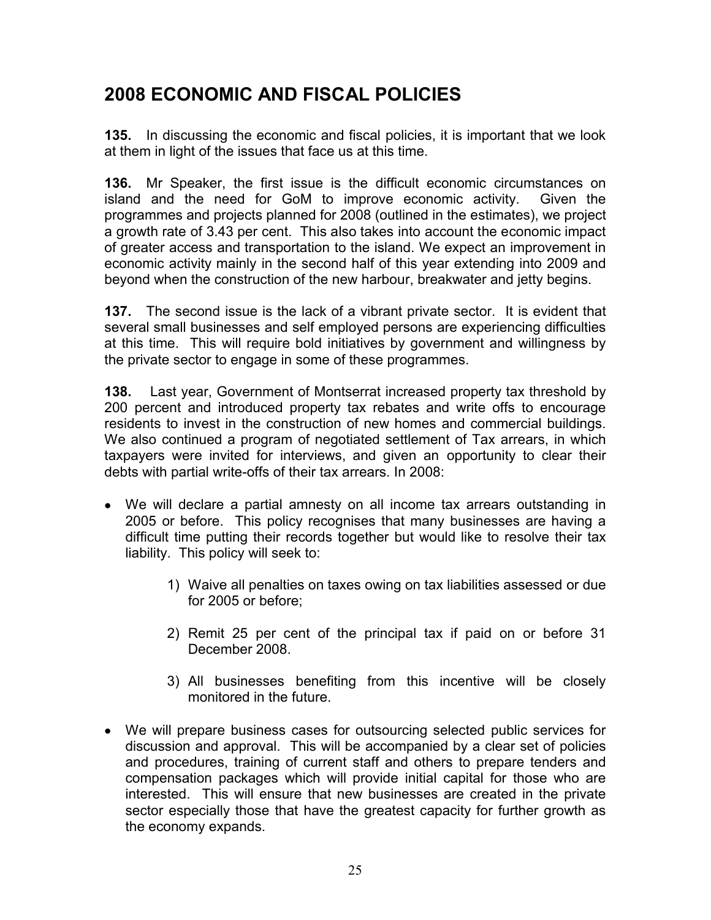## 2008 ECONOMIC AND FISCAL POLICIES

**135.** In discussing the economic and fiscal policies, it is important that we look at them in light of the issues that face us at this time.

**136.** Mr Speaker, the first issue is the difficult economic circumstances on island and the need for GoM to improve economic activity. Given the programmes and projects planned for 2008 (outlined in the estimates), we project a growth rate of 3.43 per cent. This also takes into account the economic impact of greater access and transportation to the island. We expect an improvement in economic activity mainly in the second half of this year extending into 2009 and beyond when the construction of the new harbour, breakwater and jetty begins.

**137.** The second issue is the lack of a vibrant private sector. It is evident that several small businesses and self employed persons are experiencing difficulties at this time. This will require bold initiatives by government and willingness by the private sector to engage in some of these programmes.

**138.** Last year, Government of Montserrat increased property tax threshold by 200 percent and introduced property tax rebates and write offs to encourage residents to invest in the construction of new homes and commercial buildings. We also continued a program of negotiated settlement of Tax arrears, in which taxpayers were invited for interviews, and given an opportunity to clear their debts with partial write-offs of their tax arrears. In 2008:

- We will declare a partial amnesty on all income tax arrears outstanding in 2005 or before. This policy recognises that many businesses are having a difficult time putting their records together but would like to resolve their tax liability. This policy will seek to:

    1) Waive all penalties on taxes owing on tax liabilities assessed or due for 2005 or before;

    2) Remit 25 per cent of the principal tax if paid on or before 31 December 2008.

    3) All businesses benefiting from this incentive will be closely monitored in the future.

- We will prepare business cases for outsourcing selected public services for discussion and approval. This will be accompanied by a clear set of policies and procedures, training of current staff and others to prepare tenders and compensation packages which will provide initial capital for those who are interested. This will ensure that new businesses are created in the private sector especially those that have the greatest capacity for further growth as the economy expands.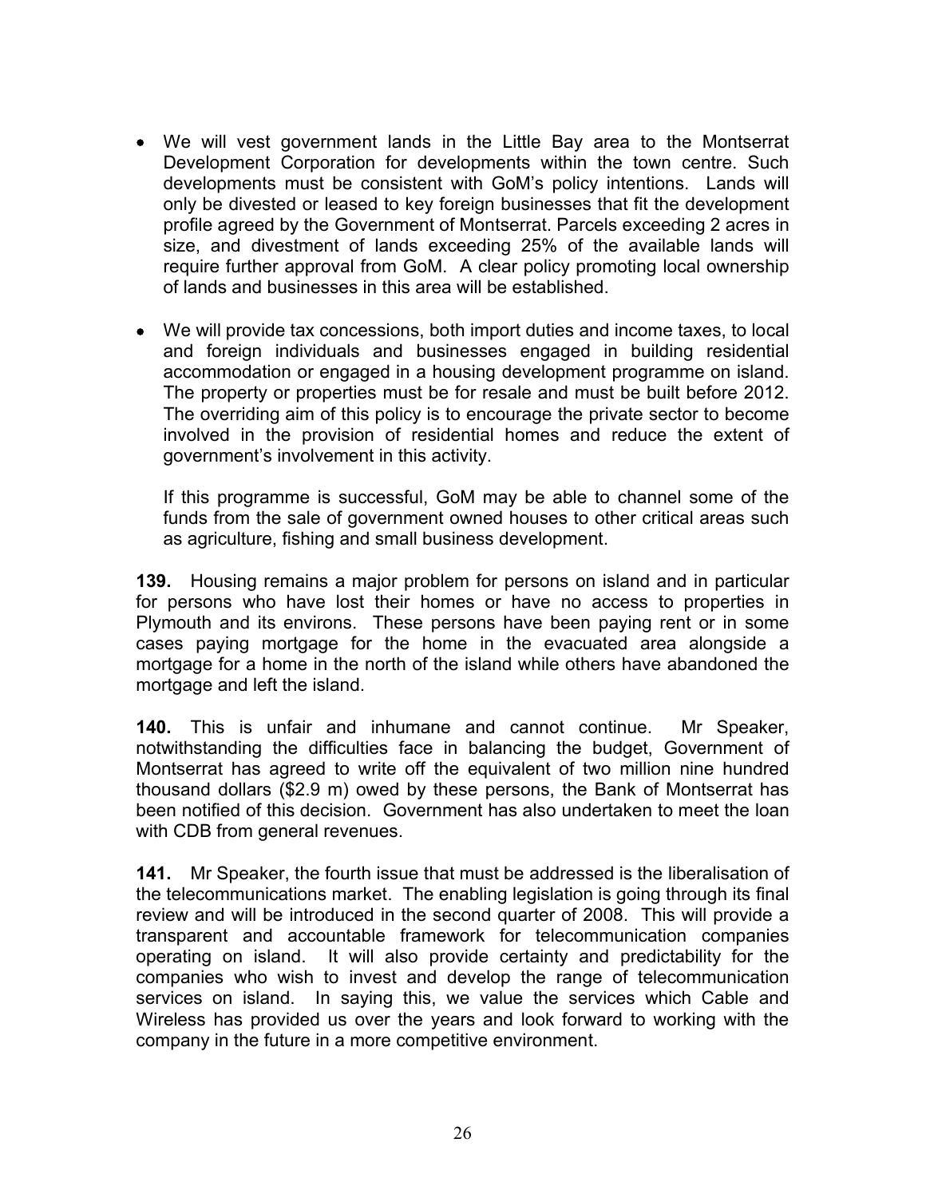- We will vest government lands in the Little Bay area to the Montserrat Development Corporation for developments within the town centre. Such developments must be consistent with GoM's policy intentions. Lands will only be divested or leased to key foreign businesses that fit the development profile agreed by the Government of Montserrat. Parcels exceeding 2 acres in size, and divestment of lands exceeding 25% of the available lands will require further approval from GoM. A clear policy promoting local ownership of lands and businesses in this area will be established.

- We will provide tax concessions, both import duties and income taxes, to local and foreign individuals and businesses engaged in building residential accommodation or engaged in a housing development programme on island. The property or properties must be for resale and must be built before 2012. The overriding aim of this policy is to encourage the private sector to become involved in the provision of residential homes and reduce the extent of government's involvement in this activity.

  If this programme is successful, GoM may be able to channel some of the funds from the sale of government owned houses to other critical areas such as agriculture, fishing and small business development.

**139.** Housing remains a major problem for persons on island and in particular for persons who have lost their homes or have no access to properties in Plymouth and its environs. These persons have been paying rent or in some cases paying mortgage for the home in the evacuated area alongside a mortgage for a home in the north of the island while others have abandoned the mortgage and left the island.

**140.** This is unfair and inhumane and cannot continue. Mr Speaker, notwithstanding the difficulties face in balancing the budget, Government of Montserrat has agreed to write off the equivalent of two million nine hundred thousand dollars ($2.9 m) owed by these persons, the Bank of Montserrat has been notified of this decision. Government has also undertaken to meet the loan with CDB from general revenues.

**141.** Mr Speaker, the fourth issue that must be addressed is the liberalisation of the telecommunications market. The enabling legislation is going through its final review and will be introduced in the second quarter of 2008. This will provide a transparent and accountable framework for telecommunication companies operating on island. It will also provide certainty and predictability for the companies who wish to invest and develop the range of telecommunication services on island. In saying this, we value the services which Cable and Wireless has provided us over the years and look forward to working with the company in the future in a more competitive environment.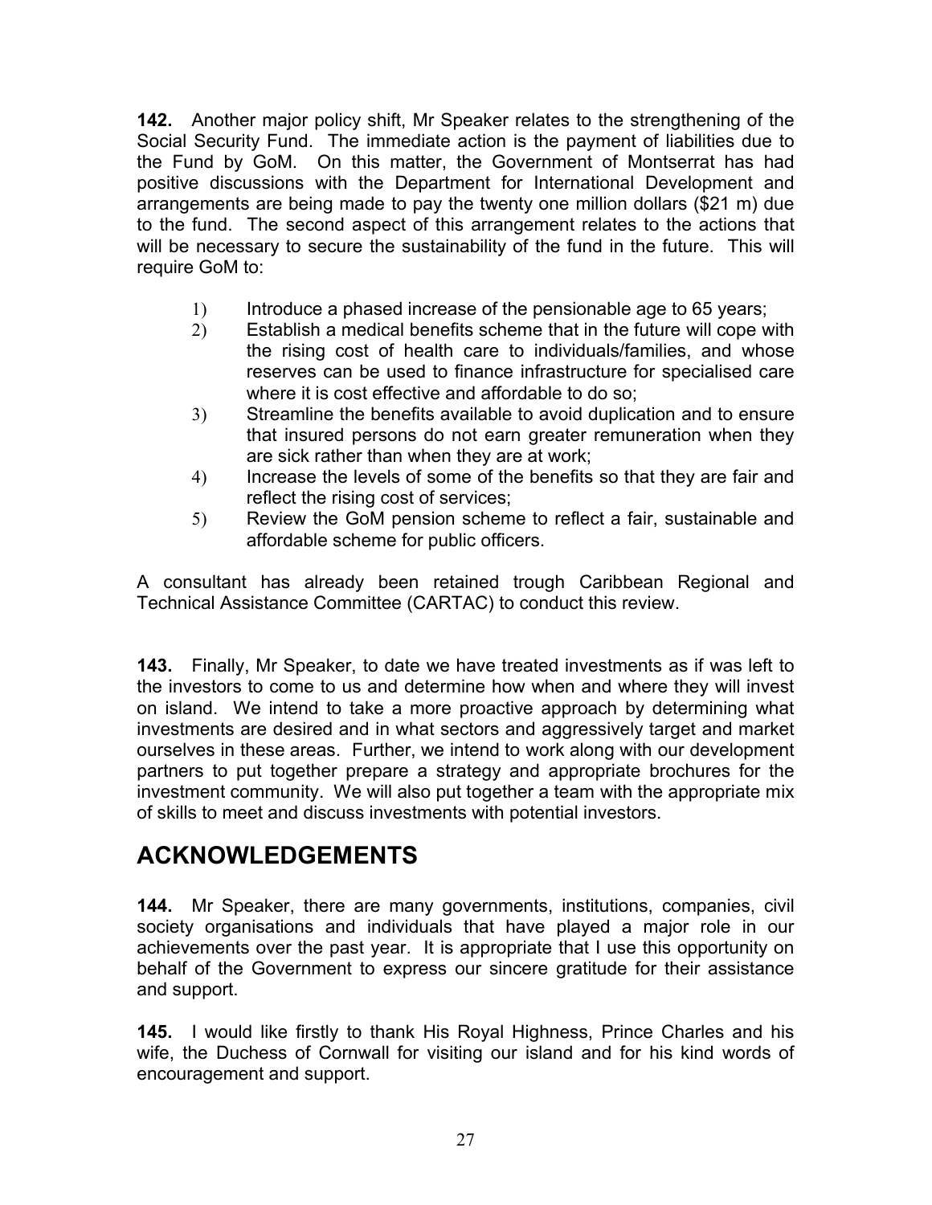**142.** Another major policy shift, Mr Speaker relates to the strengthening of the Social Security Fund. The immediate action is the payment of liabilities due to the Fund by GoM. On this matter, the Government of Montserrat has had positive discussions with the Department for International Development and arrangements are being made to pay the twenty one million dollars ($21 m) due to the fund. The second aspect of this arrangement relates to the actions that will be necessary to secure the sustainability of the fund in the future. This will require GoM to:

1) Introduce a phased increase of the pensionable age to 65 years;
2) Establish a medical benefits scheme that in the future will cope with the rising cost of health care to individuals/families, and whose reserves can be used to finance infrastructure for specialised care where it is cost effective and affordable to do so;
3) Streamline the benefits available to avoid duplication and to ensure that insured persons do not earn greater remuneration when they are sick rather than when they are at work;
4) Increase the levels of some of the benefits so that they are fair and reflect the rising cost of services;
5) Review the GoM pension scheme to reflect a fair, sustainable and affordable scheme for public officers.

A consultant has already been retained trough Caribbean Regional and Technical Assistance Committee (CARTAC) to conduct this review.

**143.** Finally, Mr Speaker, to date we have treated investments as if was left to the investors to come to us and determine how when and where they will invest on island. We intend to take a more proactive approach by determining what investments are desired and in what sectors and aggressively target and market ourselves in these areas. Further, we intend to work along with our development partners to put together prepare a strategy and appropriate brochures for the investment community. We will also put together a team with the appropriate mix of skills to meet and discuss investments with potential investors.

## ACKNOWLEDGEMENTS

**144.** Mr Speaker, there are many governments, institutions, companies, civil society organisations and individuals that have played a major role in our achievements over the past year. It is appropriate that I use this opportunity on behalf of the Government to express our sincere gratitude for their assistance and support.

**145.** I would like firstly to thank His Royal Highness, Prince Charles and his wife, the Duchess of Cornwall for visiting our island and for his kind words of encouragement and support.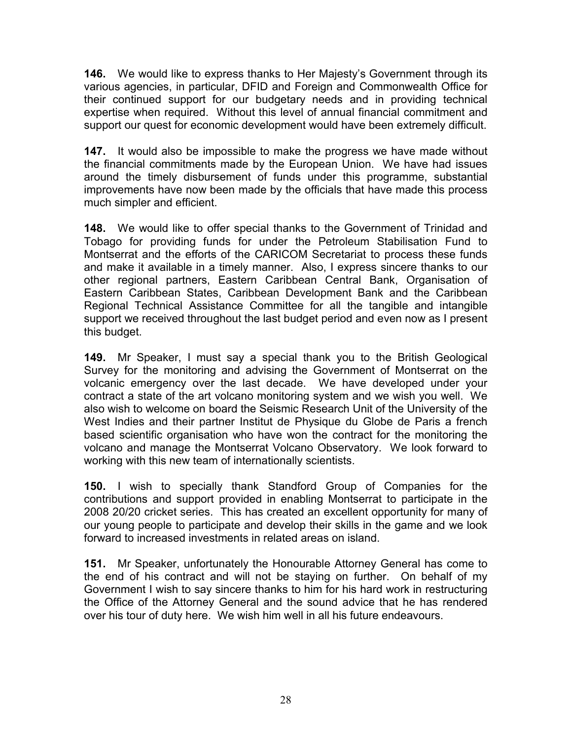**146.** We would like to express thanks to Her Majesty's Government through its various agencies, in particular, DFID and Foreign and Commonwealth Office for their continued support for our budgetary needs and in providing technical expertise when required. Without this level of annual financial commitment and support our quest for economic development would have been extremely difficult.

**147.** It would also be impossible to make the progress we have made without the financial commitments made by the European Union. We have had issues around the timely disbursement of funds under this programme, substantial improvements have now been made by the officials that have made this process much simpler and efficient.

**148.** We would like to offer special thanks to the Government of Trinidad and Tobago for providing funds for under the Petroleum Stabilisation Fund to Montserrat and the efforts of the CARICOM Secretariat to process these funds and make it available in a timely manner. Also, I express sincere thanks to our other regional partners, Eastern Caribbean Central Bank, Organisation of Eastern Caribbean States, Caribbean Development Bank and the Caribbean Regional Technical Assistance Committee for all the tangible and intangible support we received throughout the last budget period and even now as I present this budget.

**149.** Mr Speaker, I must say a special thank you to the British Geological Survey for the monitoring and advising the Government of Montserrat on the volcanic emergency over the last decade. We have developed under your contract a state of the art volcano monitoring system and we wish you well. We also wish to welcome on board the Seismic Research Unit of the University of the West Indies and their partner Institut de Physique du Globe de Paris a french based scientific organisation who have won the contract for the monitoring the volcano and manage the Montserrat Volcano Observatory. We look forward to working with this new team of internationally scientists.

**150.** I wish to specially thank Standford Group of Companies for the contributions and support provided in enabling Montserrat to participate in the 2008 20/20 cricket series. This has created an excellent opportunity for many of our young people to participate and develop their skills in the game and we look forward to increased investments in related areas on island.

**151.** Mr Speaker, unfortunately the Honourable Attorney General has come to the end of his contract and will not be staying on further. On behalf of my Government I wish to say sincere thanks to him for his hard work in restructuring the Office of the Attorney General and the sound advice that he has rendered over his tour of duty here. We wish him well in all his future endeavours.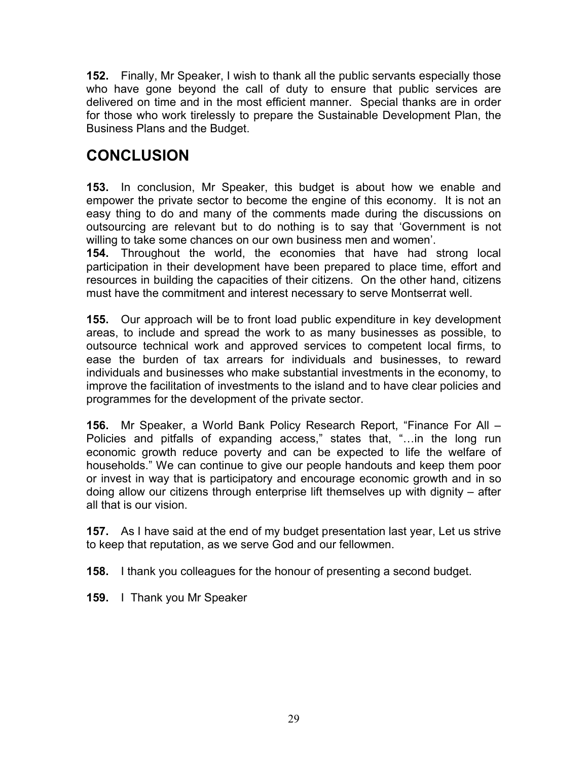**152.** Finally, Mr Speaker, I wish to thank all the public servants especially those who have gone beyond the call of duty to ensure that public services are delivered on time and in the most efficient manner. Special thanks are in order for those who work tirelessly to prepare the Sustainable Development Plan, the Business Plans and the Budget.

## CONCLUSION

**153.** In conclusion, Mr Speaker, this budget is about how we enable and empower the private sector to become the engine of this economy. It is not an easy thing to do and many of the comments made during the discussions on outsourcing are relevant but to do nothing is to say that 'Government is not willing to take some chances on our own business men and women'.

**154.** Throughout the world, the economies that have had strong local participation in their development have been prepared to place time, effort and resources in building the capacities of their citizens. On the other hand, citizens must have the commitment and interest necessary to serve Montserrat well.

**155.** Our approach will be to front load public expenditure in key development areas, to include and spread the work to as many businesses as possible, to outsource technical work and approved services to competent local firms, to ease the burden of tax arrears for individuals and businesses, to reward individuals and businesses who make substantial investments in the economy, to improve the facilitation of investments to the island and to have clear policies and programmes for the development of the private sector.

**156.** Mr Speaker, a World Bank Policy Research Report, "Finance For All – Policies and pitfalls of expanding access," states that, "…in the long run economic growth reduce poverty and can be expected to life the welfare of households." We can continue to give our people handouts and keep them poor or invest in way that is participatory and encourage economic growth and in so doing allow our citizens through enterprise lift themselves up with dignity – after all that is our vision.

**157.** As I have said at the end of my budget presentation last year, Let us strive to keep that reputation, as we serve God and our fellowmen.

**158.** I thank you colleagues for the honour of presenting a second budget.

**159.** I Thank you Mr Speaker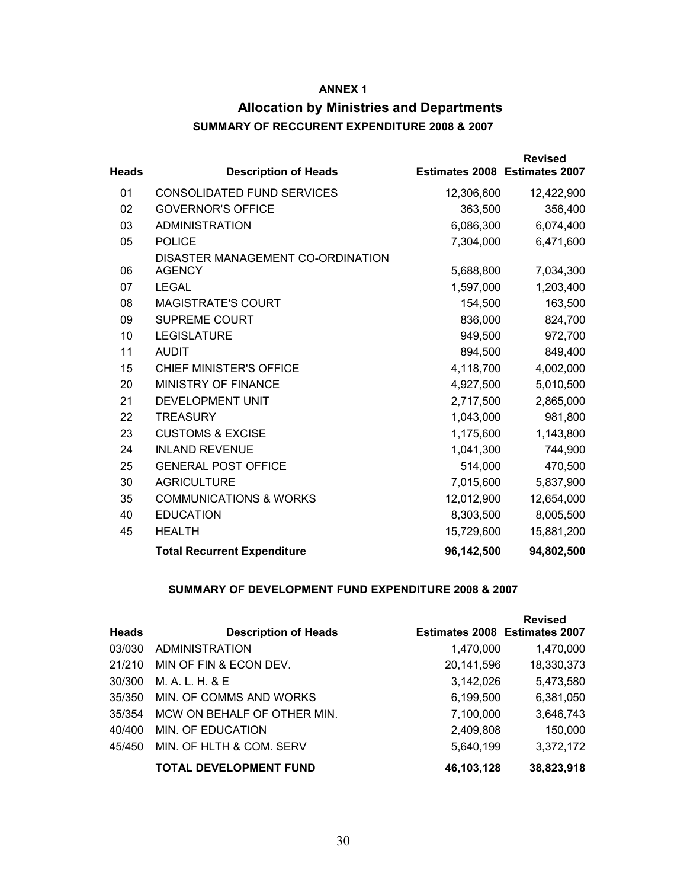**ANNEX 1**

## Allocation by Ministries and Departments

### SUMMARY OF RECCURENT EXPENDITURE 2008 & 2007

| Heads | Description of Heads | Estimates 2008 | Revised Estimates 2007 |
|---|---|---|---|
| 01 | CONSOLIDATED FUND SERVICES | 12,306,600 | 12,422,900 |
| 02 | GOVERNOR'S OFFICE | 363,500 | 356,400 |
| 03 | ADMINISTRATION | 6,086,300 | 6,074,400 |
| 05 | POLICE | 7,304,000 | 6,471,600 |
| 06 | DISASTER MANAGEMENT CO-ORDINATION AGENCY | 5,688,800 | 7,034,300 |
| 07 | LEGAL | 1,597,000 | 1,203,400 |
| 08 | MAGISTRATE'S COURT | 154,500 | 163,500 |
| 09 | SUPREME COURT | 836,000 | 824,700 |
| 10 | LEGISLATURE | 949,500 | 972,700 |
| 11 | AUDIT | 894,500 | 849,400 |
| 15 | CHIEF MINISTER'S OFFICE | 4,118,700 | 4,002,000 |
| 20 | MINISTRY OF FINANCE | 4,927,500 | 5,010,500 |
| 21 | DEVELOPMENT UNIT | 2,717,500 | 2,865,000 |
| 22 | TREASURY | 1,043,000 | 981,800 |
| 23 | CUSTOMS & EXCISE | 1,175,600 | 1,143,800 |
| 24 | INLAND REVENUE | 1,041,300 | 744,900 |
| 25 | GENERAL POST OFFICE | 514,000 | 470,500 |
| 30 | AGRICULTURE | 7,015,600 | 5,837,900 |
| 35 | COMMUNICATIONS & WORKS | 12,012,900 | 12,654,000 |
| 40 | EDUCATION | 8,303,500 | 8,005,500 |
| 45 | HEALTH | 15,729,600 | 15,881,200 |
| | **Total Recurrent Expenditure** | **96,142,500** | **94,802,500** |

### SUMMARY OF DEVELOPMENT FUND EXPENDITURE 2008 & 2007

| Heads | Description of Heads | Estimates 2008 | Revised Estimates 2007 |
|---|---|---|---|
| 03/030 | ADMINISTRATION | 1,470,000 | 1,470,000 |
| 21/210 | MIN OF FIN & ECON DEV. | 20,141,596 | 18,330,373 |
| 30/300 | M. A. L. H. & E | 3,142,026 | 5,473,580 |
| 35/350 | MIN. OF COMMS AND WORKS | 6,199,500 | 6,381,050 |
| 35/354 | MCW ON BEHALF OF OTHER MIN. | 7,100,000 | 3,646,743 |
| 40/400 | MIN. OF EDUCATION | 2,409,808 | 150,000 |
| 45/450 | MIN. OF HLTH & COM. SERV | 5,640,199 | 3,372,172 |
| | **TOTAL DEVELOPMENT FUND** | **46,103,128** | **38,823,918** |